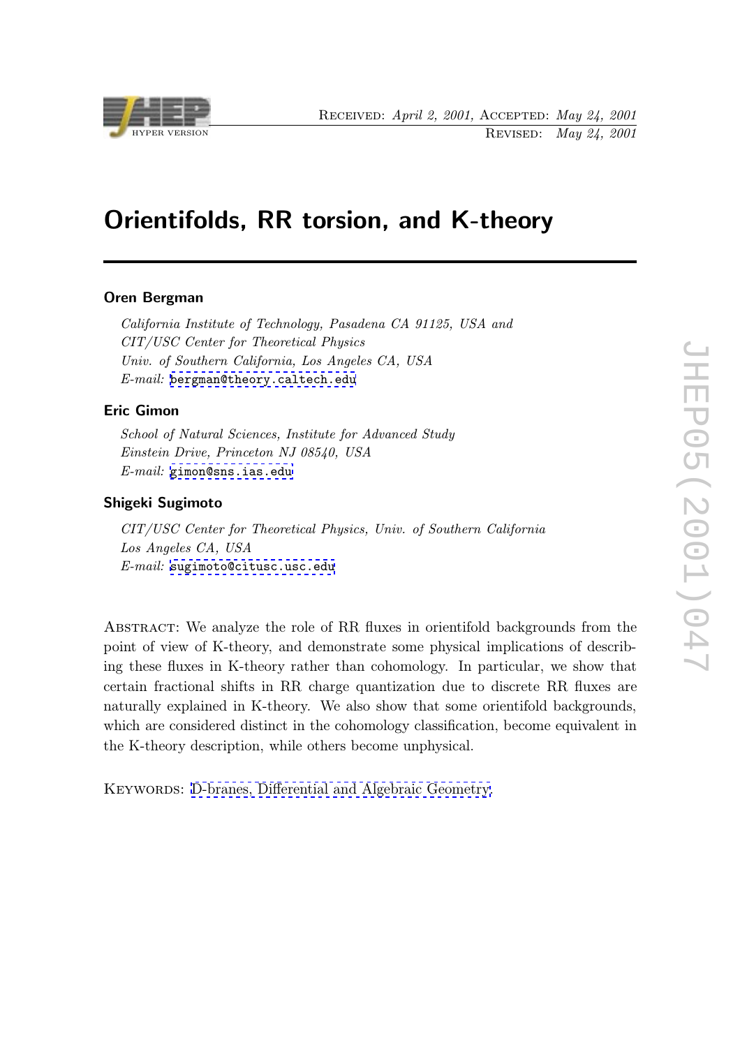Received: *April 2, 2001,* Accepted: *May 24, 2001*
Revised: *May 24, 2001*

# Orientifolds, RR torsion, and K-theory

**Oren Bergman**

*California Institute of Technology, Pasadena CA 91125, USA and*
*CIT/USC Center for Theoretical Physics*
*Univ. of Southern California, Los Angeles CA, USA*
*E-mail:* bergman@theory.caltech.edu

**Eric Gimon**

*School of Natural Sciences, Institute for Advanced Study*
*Einstein Drive, Princeton NJ 08540, USA*
*E-mail:* gimon@sns.ias.edu

**Shigeki Sugimoto**

*CIT/USC Center for Theoretical Physics, Univ. of Southern California*
*Los Angeles CA, USA*
*E-mail:* sugimoto@citusc.usc.edu

Abstract: We analyze the role of RR fluxes in orientifold backgrounds from the point of view of K-theory, and demonstrate some physical implications of describing these fluxes in K-theory rather than cohomology. In particular, we show that certain fractional shifts in RR charge quantization due to discrete RR fluxes are naturally explained in K-theory. We also show that some orientifold backgrounds, which are considered distinct in the cohomology classification, become equivalent in the K-theory description, while others become unphysical.

Keywords: D-branes, Differential and Algebraic Geometry.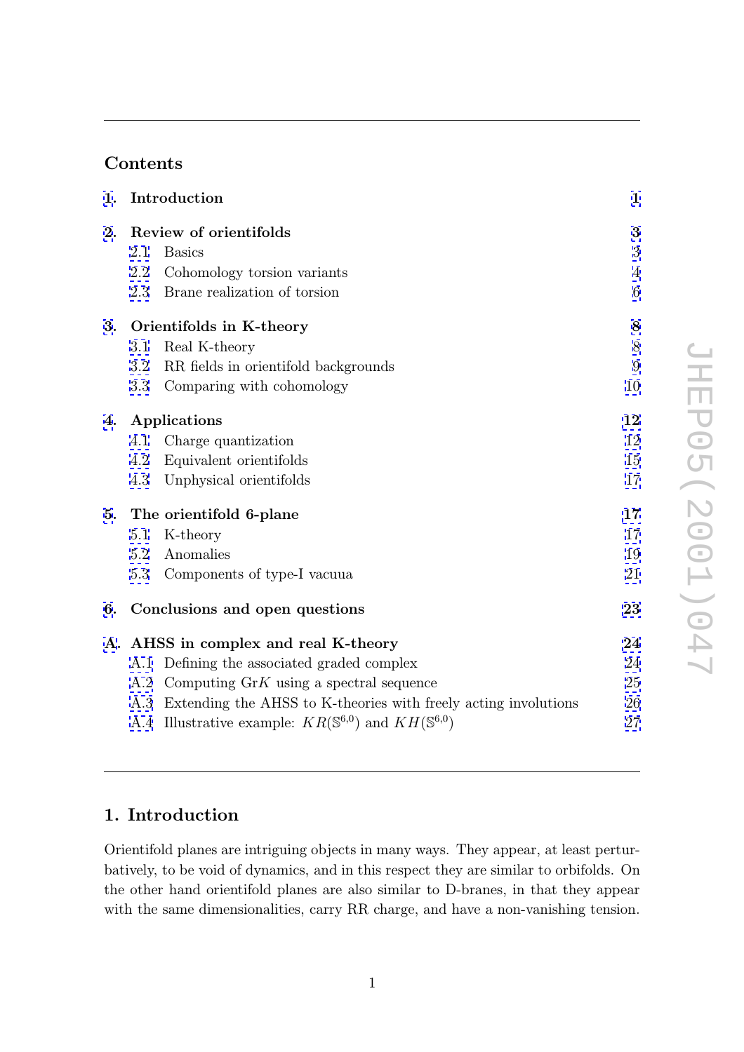## Contents

| | | |
|---|---|---|
| **1.** | **Introduction** | **1** |
| **2.** | **Review of orientifolds** | **3** |
| 2.1 | Basics | 3 |
| 2.2 | Cohomology torsion variants | 4 |
| 2.3 | Brane realization of torsion | 6 |
| **3.** | **Orientifolds in K-theory** | **8** |
| 3.1 | Real K-theory | 8 |
| 3.2 | RR fields in orientifold backgrounds | 9 |
| 3.3 | Comparing with cohomology | 10 |
| **4.** | **Applications** | **12** |
| 4.1 | Charge quantization | 12 |
| 4.2 | Equivalent orientifolds | 15 |
| 4.3 | Unphysical orientifolds | 17 |
| **5.** | **The orientifold 6-plane** | **17** |
| 5.1 | K-theory | 17 |
| 5.2 | Anomalies | 19 |
| 5.3 | Components of type-I vacua | 21 |
| **6.** | **Conclusions and open questions** | **23** |
| **A.** | **AHSS in complex and real K-theory** | **24** |
| A.1 | Defining the associated graded complex | 24 |
| A.2 | Computing Gr$K$ using a spectral sequence | 25 |
| A.3 | Extending the AHSS to K-theories with freely acting involutions | 26 |
| A.4 | Illustrative example: $KR(\mathbb{S}^{6,0})$ and $KH(\mathbb{S}^{6,0})$ | 27 |

## 1. Introduction

Orientifold planes are intriguing objects in many ways. They appear, at least perturbatively, to be void of dynamics, and in this respect they are similar to orbifolds. On the other hand orientifold planes are also similar to D-branes, in that they appear with the same dimensionalities, carry RR charge, and have a non-vanishing tension.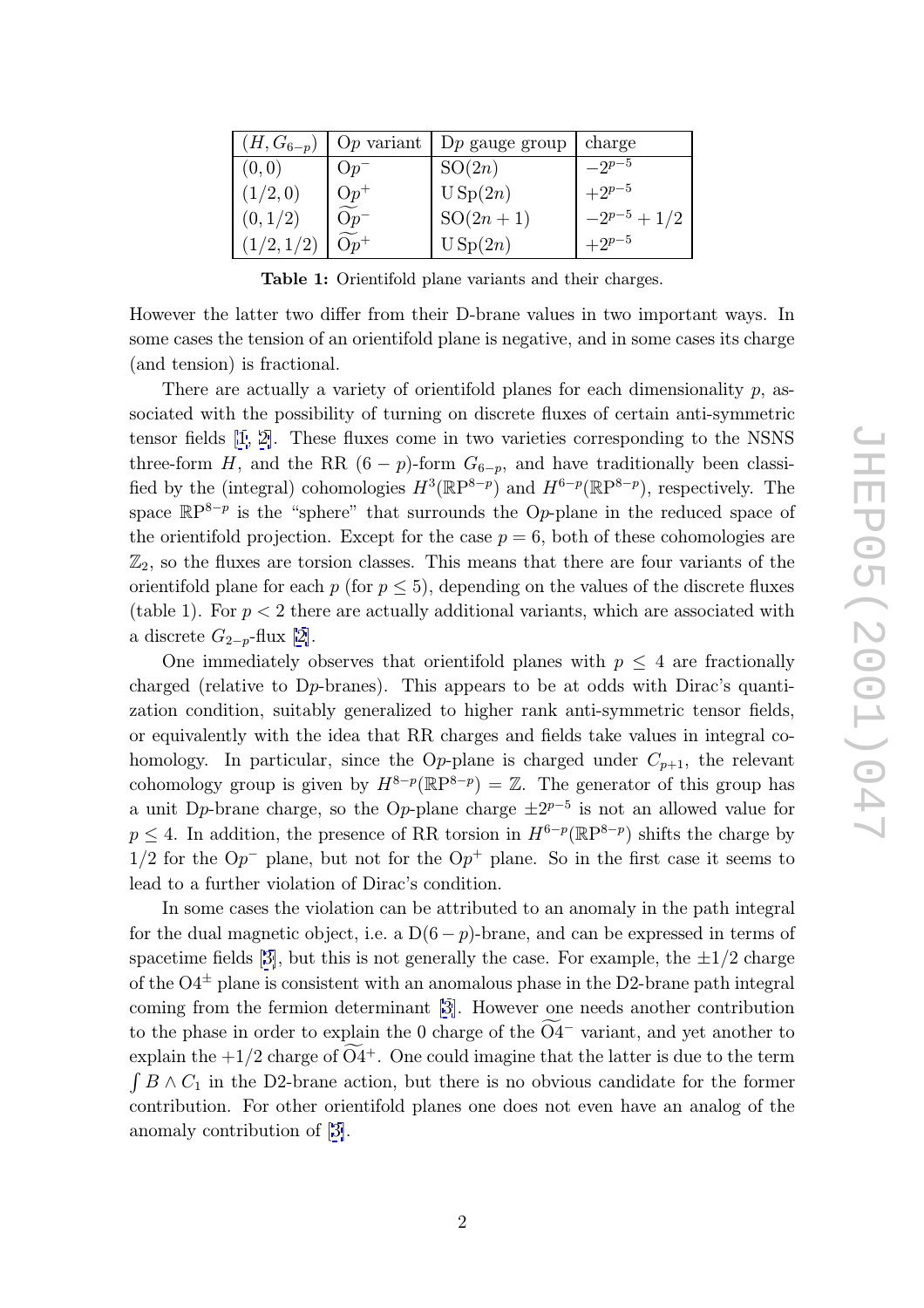| $(H, G_{6-p})$ | O$p$ variant | D$p$ gauge group | charge |
|---|---|---|---|
| $(0,0)$ | O$p^-$ | SO$(2n)$ | $-2^{p-5}$ |
| $(1/2,0)$ | O$p^+$ | USp$(2n)$ | $+2^{p-5}$ |
| $(0,1/2)$ | $\widetilde{\mathrm{O}p}^-$ | SO$(2n+1)$ | $-2^{p-5}+1/2$ |
| $(1/2,1/2)$ | $\widetilde{\mathrm{O}p}^+$ | USp$(2n)$ | $+2^{p-5}$ |

**Table 1:** Orientifold plane variants and their charges.

However the latter two differ from their D-brane values in two important ways. In some cases the tension of an orientifold plane is negative, and in some cases its charge (and tension) is fractional.

There are actually a variety of orientifold planes for each dimensionality $p$, associated with the possibility of turning on discrete fluxes of certain anti-symmetric tensor fields [1, 2]. These fluxes come in two varieties corresponding to the NSNS three-form $H$, and the RR $(6-p)$-form $G_{6-p}$, and have traditionally been classified by the (integral) cohomologies $H^3(\mathbb{RP}^{8-p})$ and $H^{6-p}(\mathbb{RP}^{8-p})$, respectively. The space $\mathbb{RP}^{8-p}$ is the "sphere" that surrounds the O$p$-plane in the reduced space of the orientifold projection. Except for the case $p=6$, both of these cohomologies are $\mathbb{Z}_2$, so the fluxes are torsion classes. This means that there are four variants of the orientifold plane for each $p$ (for $p \leq 5$), depending on the values of the discrete fluxes (table 1). For $p<2$ there are actually additional variants, which are associated with a discrete $G_{2-p}$-flux [2].

One immediately observes that orientifold planes with $p \leq 4$ are fractionally charged (relative to D$p$-branes). This appears to be at odds with Dirac's quantization condition, suitably generalized to higher rank anti-symmetric tensor fields, or equivalently with the idea that RR charges and fields take values in integral cohomology. In particular, since the O$p$-plane is charged under $C_{p+1}$, the relevant cohomology group is given by $H^{8-p}(\mathbb{RP}^{8-p}) = \mathbb{Z}$. The generator of this group has a unit D$p$-brane charge, so the O$p$-plane charge $\pm 2^{p-5}$ is not an allowed value for $p \leq 4$. In addition, the presence of RR torsion in $H^{6-p}(\mathbb{RP}^{8-p})$ shifts the charge by $1/2$ for the O$p^-$ plane, but not for the O$p^+$ plane. So in the first case it seems to lead to a further violation of Dirac's condition.

In some cases the violation can be attributed to an anomaly in the path integral for the dual magnetic object, i.e. a D$(6-p)$-brane, and can be expressed in terms of spacetime fields [3], but this is not generally the case. For example, the $\pm 1/2$ charge of the O4$^\pm$ plane is consistent with an anomalous phase in the D2-brane path integral coming from the fermion determinant [3]. However one needs another contribution to the phase in order to explain the 0 charge of the $\widetilde{\mathrm{O}4}^-$ variant, and yet another to explain the $+1/2$ charge of $\widetilde{\mathrm{O}4}^+$. One could imagine that the latter is due to the term $\int B \wedge C_1$ in the D2-brane action, but there is no obvious candidate for the former contribution. For other orientifold planes one does not even have an analog of the anomaly contribution of [3].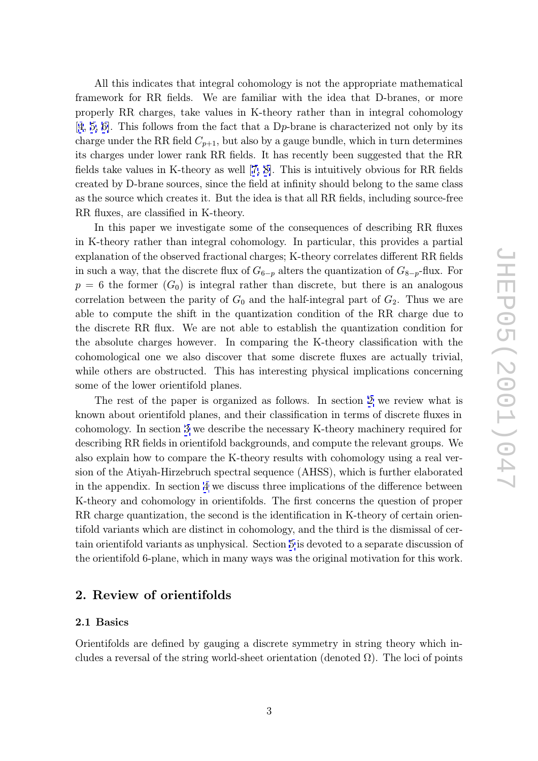All this indicates that integral cohomology is not the appropriate mathematical framework for RR fields. We are familiar with the idea that D-branes, or more properly RR charges, take values in K-theory rather than in integral cohomology [4, 5, 6]. This follows from the fact that a D$p$-brane is characterized not only by its charge under the RR field $C_{p+1}$, but also by a gauge bundle, which in turn determines its charges under lower rank RR fields. It has recently been suggested that the RR fields take values in K-theory as well [7, 8]. This is intuitively obvious for RR fields created by D-brane sources, since the field at infinity should belong to the same class as the source which creates it. But the idea is that all RR fields, including source-free RR fluxes, are classified in K-theory.

In this paper we investigate some of the consequences of describing RR fluxes in K-theory rather than integral cohomology. In particular, this provides a partial explanation of the observed fractional charges; K-theory correlates different RR fields in such a way, that the discrete flux of $G_{6-p}$ alters the quantization of $G_{8-p}$-flux. For $p = 6$ the former ($G_0$) is integral rather than discrete, but there is an analogous correlation between the parity of $G_0$ and the half-integral part of $G_2$. Thus we are able to compute the shift in the quantization condition of the RR charge due to the discrete RR flux. We are not able to establish the quantization condition for the absolute charges however. In comparing the K-theory classification with the cohomological one we also discover that some discrete fluxes are actually trivial, while others are obstructed. This has interesting physical implications concerning some of the lower orientifold planes.

The rest of the paper is organized as follows. In section 2 we review what is known about orientifold planes, and their classification in terms of discrete fluxes in cohomology. In section 3 we describe the necessary K-theory machinery required for describing RR fields in orientifold backgrounds, and compute the relevant groups. We also explain how to compare the K-theory results with cohomology using a real version of the Atiyah-Hirzebruch spectral sequence (AHSS), which is further elaborated in the appendix. In section 4 we discuss three implications of the difference between K-theory and cohomology in orientifolds. The first concerns the question of proper RR charge quantization, the second is the identification in K-theory of certain orientifold variants which are distinct in cohomology, and the third is the dismissal of certain orientifold variants as unphysical. Section 5 is devoted to a separate discussion of the orientifold 6-plane, which in many ways was the original motivation for this work.

## 2. Review of orientifolds

### 2.1 Basics

Orientifolds are defined by gauging a discrete symmetry in string theory which includes a reversal of the string world-sheet orientation (denoted $\Omega$). The loci of points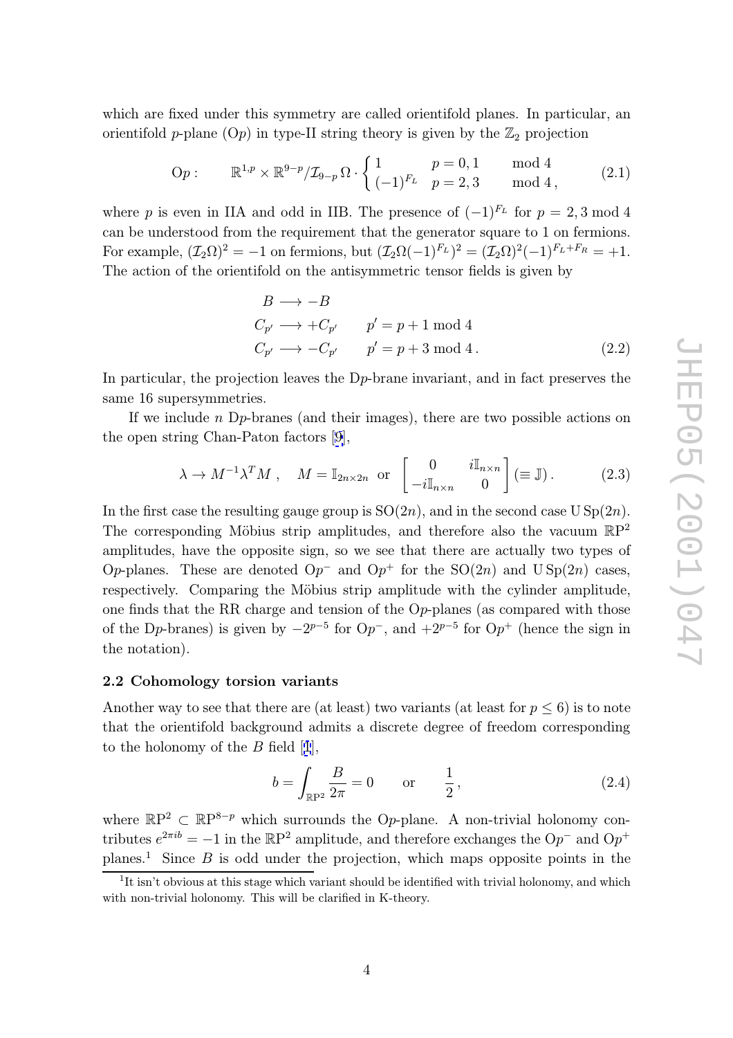which are fixed under this symmetry are called orientifold planes. In particular, an orientifold $p$-plane (O$p$) in type-II string theory is given by the $\mathbb{Z}_2$ projection

$$\mathrm{O}p: \qquad \mathbb{R}^{1,p} \times \mathbb{R}^{9-p}/\mathcal{I}_{9-p}\,\Omega \cdot \begin{cases} 1 & p = 0, 1 \qquad \bmod 4 \\ (-1)^{F_L} & p = 2, 3 \qquad \bmod 4\,, \end{cases} \tag{2.1}$$

where $p$ is even in IIA and odd in IIB. The presence of $(-1)^{F_L}$ for $p = 2, 3 \bmod 4$ can be understood from the requirement that the generator square to 1 on fermions. For example, $(\mathcal{I}_2\Omega)^2 = -1$ on fermions, but $(\mathcal{I}_2\Omega(-1)^{F_L})^2 = (\mathcal{I}_2\Omega)^2(-1)^{F_L+F_R} = +1$. The action of the orientifold on the antisymmetric tensor fields is given by

$$\begin{aligned} B &\longrightarrow -B \\ C_{p'} &\longrightarrow +C_{p'} \qquad p' = p + 1 \bmod 4 \\ C_{p'} &\longrightarrow -C_{p'} \qquad p' = p + 3 \bmod 4\,. \end{aligned} \tag{2.2}$$

In particular, the projection leaves the D$p$-brane invariant, and in fact preserves the same 16 supersymmetries.

If we include $n$ D$p$-branes (and their images), there are two possible actions on the open string Chan-Paton factors [9],

$$\lambda \to M^{-1}\lambda^T M\,, \quad M = \mathbb{I}_{2n\times 2n} \text{ or } \begin{bmatrix} 0 & i\mathbb{I}_{n\times n} \\ -i\mathbb{I}_{n\times n} & 0 \end{bmatrix} (\equiv \mathbb{J})\,. \tag{2.3}$$

In the first case the resulting gauge group is $\mathrm{SO}(2n)$, and in the second case $\mathrm{U\,Sp}(2n)$. The corresponding Möbius strip amplitudes, and therefore also the vacuum $\mathbb{RP}^2$ amplitudes, have the opposite sign, so we see that there are actually two types of O$p$-planes. These are denoted O$p^-$ and O$p^+$ for the $\mathrm{SO}(2n)$ and $\mathrm{U\,Sp}(2n)$ cases, respectively. Comparing the Möbius strip amplitude with the cylinder amplitude, one finds that the RR charge and tension of the O$p$-planes (as compared with those of the D$p$-branes) is given by $-2^{p-5}$ for O$p^-$, and $+2^{p-5}$ for O$p^+$ (hence the sign in the notation).

### 2.2 Cohomology torsion variants

Another way to see that there are (at least) two variants (at least for $p \leq 6$) is to note that the orientifold background admits a discrete degree of freedom corresponding to the holonomy of the $B$ field [1],

$$b = \int_{\mathbb{RP}^2} \frac{B}{2\pi} = 0 \qquad \text{or} \qquad \frac{1}{2}\,, \tag{2.4}$$

where $\mathbb{RP}^2 \subset \mathbb{RP}^{8-p}$ which surrounds the O$p$-plane. A non-trivial holonomy contributes $e^{2\pi i b} = -1$ in the $\mathbb{RP}^2$ amplitude, and therefore exchanges the O$p^-$ and O$p^+$ planes.[1] Since $B$ is odd under the projection, which maps opposite points in the

[1] It isn't obvious at this stage which variant should be identified with trivial holonomy, and which with non-trivial holonomy. This will be clarified in K-theory.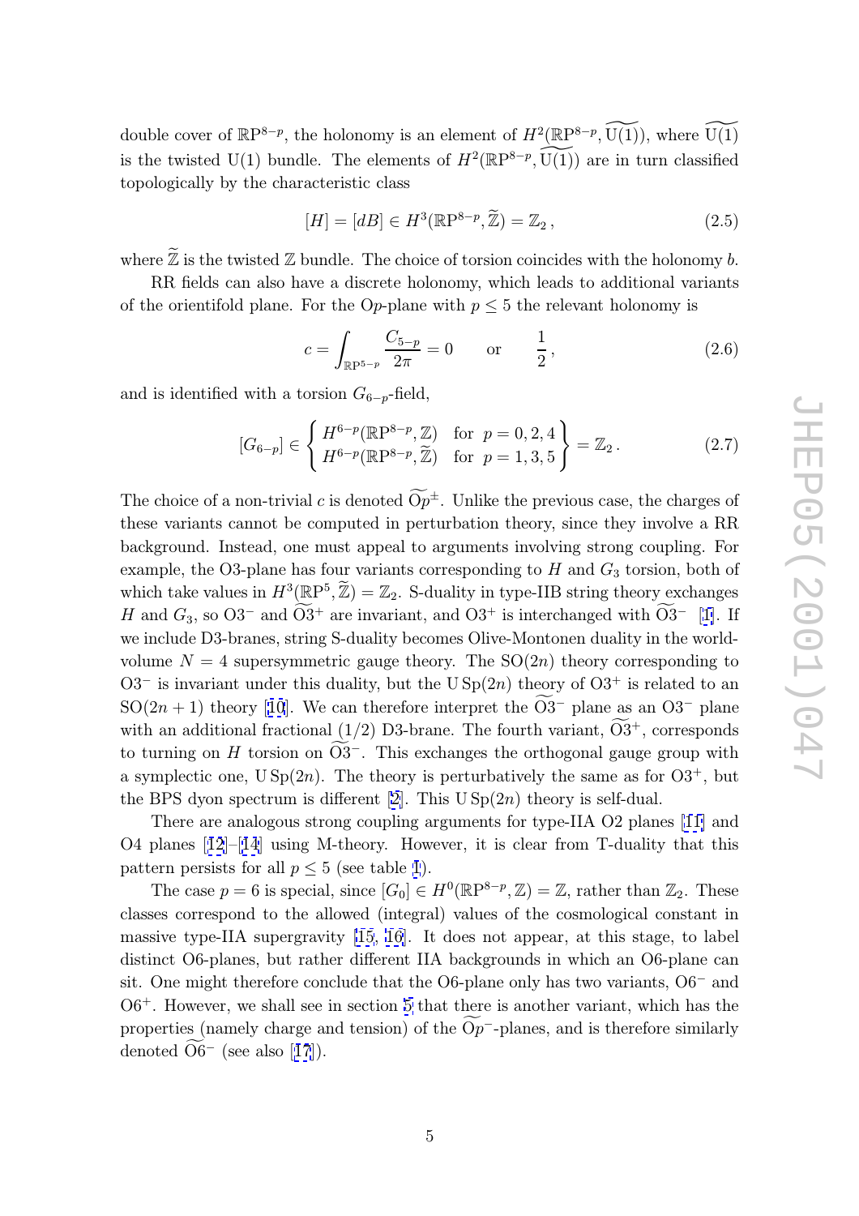double cover of $\mathbb{RP}^{8-p}$, the holonomy is an element of $H^2(\mathbb{RP}^{8-p}, \widetilde{\mathrm{U}(1)})$, where $\widetilde{\mathrm{U}(1)}$ is the twisted U(1) bundle. The elements of $H^2(\mathbb{RP}^{8-p}, \widetilde{\mathrm{U}(1)})$ are in turn classified topologically by the characteristic class

$$[H] = [dB] \in H^3(\mathbb{RP}^{8-p}, \widetilde{\mathbb{Z}}) = \mathbb{Z}_2 \,, \tag{2.5}$$

where $\widetilde{\mathbb{Z}}$ is the twisted $\mathbb{Z}$ bundle. The choice of torsion coincides with the holonomy $b$.

RR fields can also have a discrete holonomy, which leads to additional variants of the orientifold plane. For the O$p$-plane with $p \leq 5$ the relevant holonomy is

$$c = \int_{\mathbb{RP}^{5-p}} \frac{C_{5-p}}{2\pi} = 0 \qquad \text{or} \qquad \frac{1}{2} \,, \tag{2.6}$$

and is identified with a torsion $G_{6-p}$-field,

$$[G_{6-p}] \in \left\{ \begin{array}{ll} H^{6-p}(\mathbb{RP}^{8-p}, \mathbb{Z}) & \text{for } \; p = 0, 2, 4 \\ H^{6-p}(\mathbb{RP}^{8-p}, \widetilde{\mathbb{Z}}) & \text{for } \; p = 1, 3, 5 \end{array} \right\} = \mathbb{Z}_2 \,. \tag{2.7}$$

The choice of a non-trivial $c$ is denoted $\widetilde{\mathrm{O}p}^{\pm}$. Unlike the previous case, the charges of these variants cannot be computed in perturbation theory, since they involve a RR background. Instead, one must appeal to arguments involving strong coupling. For example, the O3-plane has four variants corresponding to $H$ and $G_3$ torsion, both of which take values in $H^3(\mathbb{RP}^5, \widetilde{\mathbb{Z}}) = \mathbb{Z}_2$. S-duality in type-IIB string theory exchanges $H$ and $G_3$, so O3$^-$ and $\widetilde{\mathrm{O3}}^+$ are invariant, and O3$^+$ is interchanged with $\widetilde{\mathrm{O3}}^-$ [1]. If we include D3-branes, string S-duality becomes Olive-Montonen duality in the world-volume $N = 4$ supersymmetric gauge theory. The SO$(2n)$ theory corresponding to O3$^-$ is invariant under this duality, but the U Sp$(2n)$ theory of O3$^+$ is related to an SO$(2n+1)$ theory [10]. We can therefore interpret the $\widetilde{\mathrm{O3}}^-$ plane as an O3$^-$ plane with an additional fractional (1/2) D3-brane. The fourth variant, $\widetilde{\mathrm{O3}}^+$, corresponds to turning on $H$ torsion on $\widetilde{\mathrm{O3}}^-$. This exchanges the orthogonal gauge group with a symplectic one, U Sp$(2n)$. The theory is perturbatively the same as for O3$^+$, but the BPS dyon spectrum is different [2]. This U Sp$(2n)$ theory is self-dual.

There are analogous strong coupling arguments for type-IIA O2 planes [11] and O4 planes [12]–[14] using M-theory. However, it is clear from T-duality that this pattern persists for all $p \leq 5$ (see table 1).

The case $p = 6$ is special, since $[G_0] \in H^0(\mathbb{RP}^{8-p}, \mathbb{Z}) = \mathbb{Z}$, rather than $\mathbb{Z}_2$. These classes correspond to the allowed (integral) values of the cosmological constant in massive type-IIA supergravity [15, 16]. It does not appear, at this stage, to label distinct O6-planes, but rather different IIA backgrounds in which an O6-plane can sit. One might therefore conclude that the O6-plane only has two variants, O6$^-$ and O6$^+$. However, we shall see in section 5 that there is another variant, which has the properties (namely charge and tension) of the $\widetilde{\mathrm{O}p}^-$-planes, and is therefore similarly denoted $\widetilde{\mathrm{O6}}^-$ (see also [17]).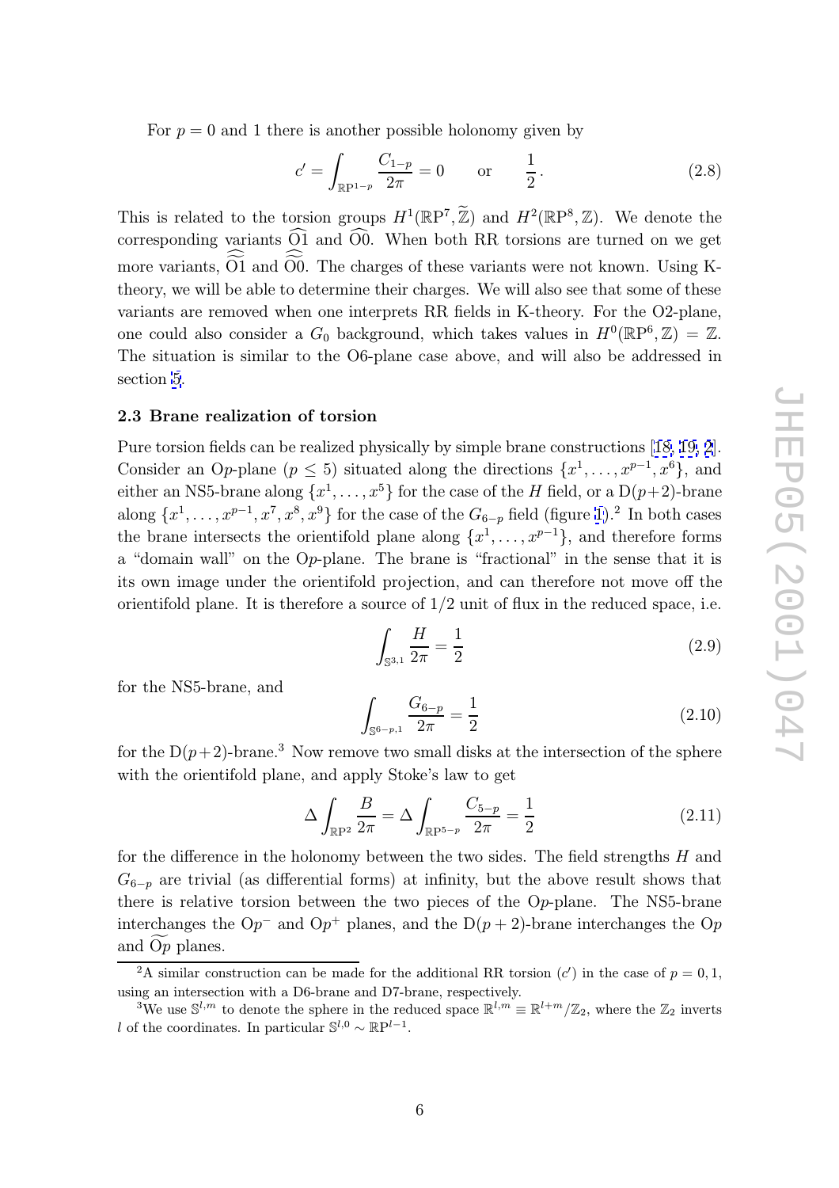For $p = 0$ and 1 there is another possible holonomy given by

$$c' = \int_{\mathbb{RP}^{1-p}} \frac{C_{1-p}}{2\pi} = 0 \qquad \text{or} \qquad \frac{1}{2}\,. \tag{2.8}$$

This is related to the torsion groups $H^1(\mathbb{RP}^7, \widetilde{\mathbb{Z}})$ and $H^2(\mathbb{RP}^8, \mathbb{Z})$. We denote the corresponding variants $\widehat{\mathrm{O1}}$ and $\widehat{\mathrm{O0}}$. When both RR torsions are turned on we get more variants, $\widehat{\widetilde{\mathrm{O1}}}$ and $\widehat{\widetilde{\mathrm{O0}}}$. The charges of these variants were not known. Using K-theory, we will be able to determine their charges. We will also see that some of these variants are removed when one interprets RR fields in K-theory. For the O2-plane, one could also consider a $G_0$ background, which takes values in $H^0(\mathbb{RP}^6, \mathbb{Z}) = \mathbb{Z}$. The situation is similar to the O6-plane case above, and will also be addressed in section 5.

### 2.3 Brane realization of torsion

Pure torsion fields can be realized physically by simple brane constructions [18, 19, 2]. Consider an O$p$-plane ($p \leq 5$) situated along the directions $\{x^1, \ldots, x^{p-1}, x^6\}$, and either an NS5-brane along $\{x^1, \ldots, x^5\}$ for the case of the $H$ field, or a D($p+2$)-brane along $\{x^1, \ldots, x^{p-1}, x^7, x^8, x^9\}$ for the case of the $G_{6-p}$ field (figure 1).[2] In both cases the brane intersects the orientifold plane along $\{x^1, \ldots, x^{p-1}\}$, and therefore forms a "domain wall" on the O$p$-plane. The brane is "fractional" in the sense that it is its own image under the orientifold projection, and can therefore not move off the orientifold plane. It is therefore a source of $1/2$ unit of flux in the reduced space, i.e.

$$\int_{\mathbb{S}^{3,1}} \frac{H}{2\pi} = \frac{1}{2} \tag{2.9}$$

for the NS5-brane, and

$$\int_{\mathbb{S}^{6-p,1}} \frac{G_{6-p}}{2\pi} = \frac{1}{2} \tag{2.10}$$

for the D($p+2$)-brane.[3] Now remove two small disks at the intersection of the sphere with the orientifold plane, and apply Stoke's law to get

$$\Delta \int_{\mathbb{RP}^2} \frac{B}{2\pi} = \Delta \int_{\mathbb{RP}^{5-p}} \frac{C_{5-p}}{2\pi} = \frac{1}{2} \tag{2.11}$$

for the difference in the holonomy between the two sides. The field strengths $H$ and $G_{6-p}$ are trivial (as differential forms) at infinity, but the above result shows that there is relative torsion between the two pieces of the O$p$-plane. The NS5-brane interchanges the O$p^-$ and O$p^+$ planes, and the D($p+2$)-brane interchanges the O$p$ and $\widetilde{\mathrm{O}p}$ planes.

---

[2] A similar construction can be made for the additional RR torsion ($c'$) in the case of $p = 0, 1$, using an intersection with a D6-brane and D7-brane, respectively.

[3] We use $\mathbb{S}^{l,m}$ to denote the sphere in the reduced space $\mathbb{R}^{l,m} \equiv \mathbb{R}^{l+m}/\mathbb{Z}_2$, where the $\mathbb{Z}_2$ inverts $l$ of the coordinates. In particular $\mathbb{S}^{l,0} \sim \mathbb{RP}^{l-1}$.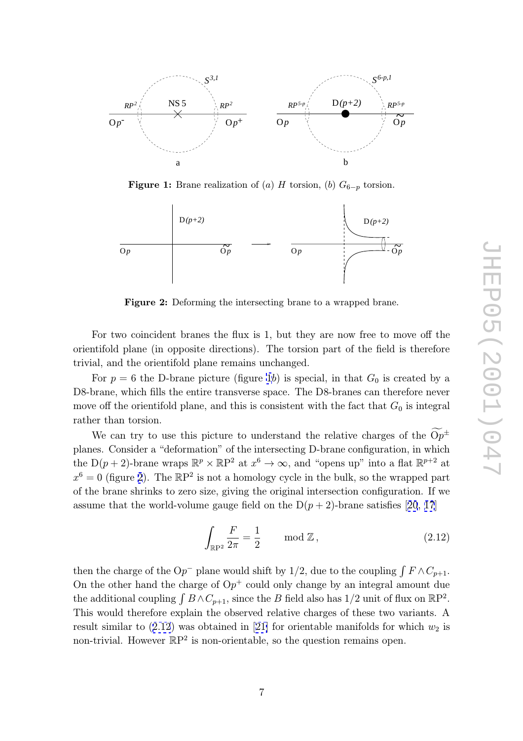**Figure 1:** Brane realization of (*a*) $H$ torsion, (*b*) $G_{6-p}$ torsion.

**Figure 2:** Deforming the intersecting brane to a wrapped brane.

For two coincident branes the flux is 1, but they are now free to move off the orientifold plane (in opposite directions). The torsion part of the field is therefore trivial, and the orientifold plane remains unchanged.

For $p = 6$ the D-brane picture (figure 1*b*) is special, in that $G_0$ is created by a D8-brane, which fills the entire transverse space. The D8-branes can therefore never move off the orientifold plane, and this is consistent with the fact that $G_0$ is integral rather than torsion.

We can try to use this picture to understand the relative charges of the $\widetilde{\mathrm{O}p}^{\pm}$ planes. Consider a "deformation" of the intersecting D-brane configuration, in which the D$(p+2)$-brane wraps $\mathbb{R}^p \times \mathbb{RP}^2$ at $x^6 \to \infty$, and "opens up" into a flat $\mathbb{R}^{p+2}$ at $x^6 = 0$ (figure 2). The $\mathbb{RP}^2$ is not a homology cycle in the bulk, so the wrapped part of the brane shrinks to zero size, giving the original intersection configuration. If we assume that the world-volume gauge field on the D$(p+2)$-brane satisfies [20, 17]

$$\int_{\mathbb{RP}^2} \frac{F}{2\pi} = \frac{1}{2} \qquad \bmod \mathbb{Z}\,, \tag{2.12}$$

then the charge of the O$p^-$ plane would shift by 1/2, due to the coupling $\int F \wedge C_{p+1}$. On the other hand the charge of O$p^+$ could only change by an integral amount due the additional coupling $\int B \wedge C_{p+1}$, since the $B$ field also has 1/2 unit of flux on $\mathbb{RP}^2$. This would therefore explain the observed relative charges of these two variants. A result similar to (2.12) was obtained in [21] for orientable manifolds for which $w_2$ is non-trivial. However $\mathbb{RP}^2$ is non-orientable, so the question remains open.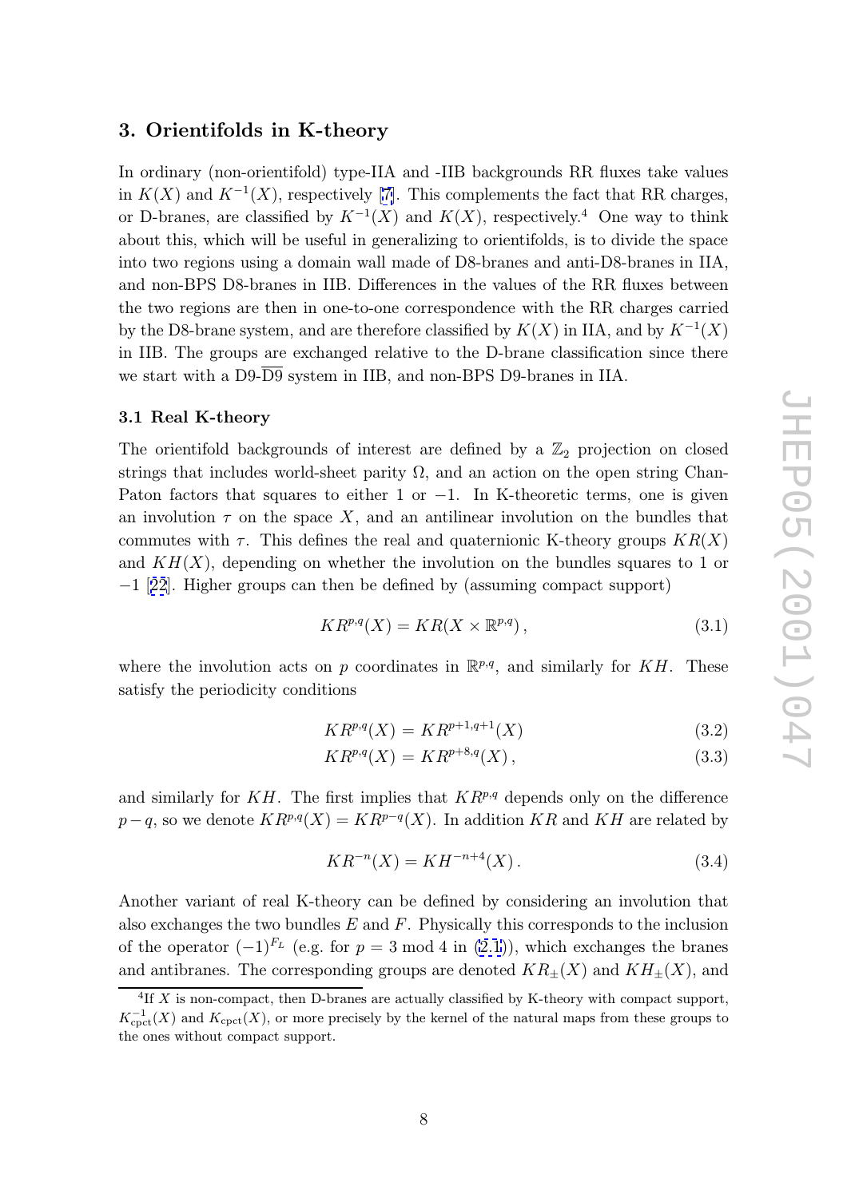## 3. Orientifolds in K-theory

In ordinary (non-orientifold) type-IIA and -IIB backgrounds RR fluxes take values in $K(X)$ and $K^{-1}(X)$, respectively [7]. This complements the fact that RR charges, or D-branes, are classified by $K^{-1}(X)$ and $K(X)$, respectively.[4] One way to think about this, which will be useful in generalizing to orientifolds, is to divide the space into two regions using a domain wall made of D8-branes and anti-D8-branes in IIA, and non-BPS D8-branes in IIB. Differences in the values of the RR fluxes between the two regions are then in one-to-one correspondence with the RR charges carried by the D8-brane system, and are therefore classified by $K(X)$ in IIA, and by $K^{-1}(X)$ in IIB. The groups are exchanged relative to the D-brane classification since there we start with a D9-$\overline{\text{D9}}$ system in IIB, and non-BPS D9-branes in IIA.

### 3.1 Real K-theory

The orientifold backgrounds of interest are defined by a $\mathbb{Z}_2$ projection on closed strings that includes world-sheet parity $\Omega$, and an action on the open string Chan-Paton factors that squares to either 1 or $-1$. In K-theoretic terms, one is given an involution $\tau$ on the space $X$, and an antilinear involution on the bundles that commutes with $\tau$. This defines the real and quaternionic K-theory groups $KR(X)$ and $KH(X)$, depending on whether the involution on the bundles squares to 1 or $-1$ [22]. Higher groups can then be defined by (assuming compact support)

$$KR^{p,q}(X) = KR(X \times \mathbb{R}^{p,q}) \,, \tag{3.1}$$

where the involution acts on $p$ coordinates in $\mathbb{R}^{p,q}$, and similarly for $KH$. These satisfy the periodicity conditions

$$KR^{p,q}(X) = KR^{p+1,q+1}(X) \tag{3.2}$$

$$KR^{p,q}(X) = KR^{p+8,q}(X) \,, \tag{3.3}$$

and similarly for $KH$. The first implies that $KR^{p,q}$ depends only on the difference $p-q$, so we denote $KR^{p,q}(X) = KR^{p-q}(X)$. In addition $KR$ and $KH$ are related by

$$KR^{-n}(X) = KH^{-n+4}(X) \,. \tag{3.4}$$

Another variant of real K-theory can be defined by considering an involution that also exchanges the two bundles $E$ and $F$. Physically this corresponds to the inclusion of the operator $(-1)^{F_L}$ (e.g. for $p = 3 \bmod 4$ in (2.1)), which exchanges the branes and antibranes. The corresponding groups are denoted $KR_{\pm}(X)$ and $KH_{\pm}(X)$, and

[4] If $X$ is non-compact, then D-branes are actually classified by K-theory with compact support, $K^{-1}_{\text{cpct}}(X)$ and $K_{\text{cpct}}(X)$, or more precisely by the kernel of the natural maps from these groups to the ones without compact support.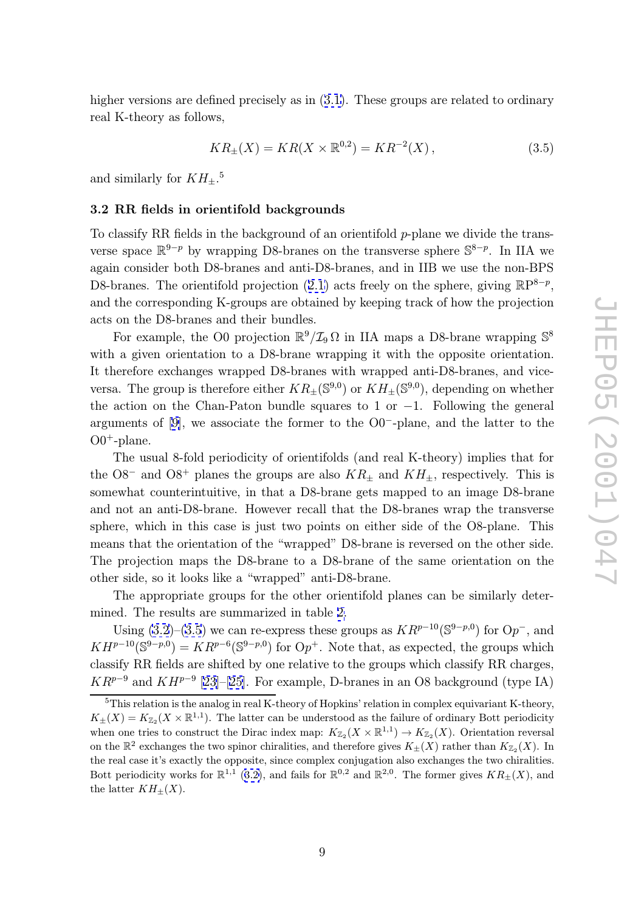higher versions are defined precisely as in (3.1). These groups are related to ordinary real K-theory as follows,

$$KR_{\pm}(X) = KR(X \times \mathbb{R}^{0,2}) = KR^{-2}(X)\,, \tag{3.5}$$

and similarly for $KH_{\pm}$.[5]

### 3.2 RR fields in orientifold backgrounds

To classify RR fields in the background of an orientifold $p$-plane we divide the transverse space $\mathbb{R}^{9-p}$ by wrapping D8-branes on the transverse sphere $\mathbb{S}^{8-p}$. In IIA we again consider both D8-branes and anti-D8-branes, and in IIB we use the non-BPS D8-branes. The orientifold projection (2.1) acts freely on the sphere, giving $\mathbb{RP}^{8-p}$, and the corresponding K-groups are obtained by keeping track of how the projection acts on the D8-branes and their bundles.

For example, the O0 projection $\mathbb{R}^9/\mathcal{I}_9\,\Omega$ in IIA maps a D8-brane wrapping $\mathbb{S}^8$ with a given orientation to a D8-brane wrapping it with the opposite orientation. It therefore exchanges wrapped D8-branes with wrapped anti-D8-branes, and vice-versa. The group is therefore either $KR_{\pm}(\mathbb{S}^{9,0})$ or $KH_{\pm}(\mathbb{S}^{9,0})$, depending on whether the action on the Chan-Paton bundle squares to 1 or $-1$. Following the general arguments of [9], we associate the former to the $\mathrm{O}0^-$-plane, and the latter to the $\mathrm{O}0^+$-plane.

The usual 8-fold periodicity of orientifolds (and real K-theory) implies that for the $\mathrm{O}8^-$ and $\mathrm{O}8^+$ planes the groups are also $KR_{\pm}$ and $KH_{\pm}$, respectively. This is somewhat counterintuitive, in that a D8-brane gets mapped to an image D8-brane and not an anti-D8-brane. However recall that the D8-branes wrap the transverse sphere, which in this case is just two points on either side of the O8-plane. This means that the orientation of the "wrapped" D8-brane is reversed on the other side. The projection maps the D8-brane to a D8-brane of the same orientation on the other side, so it looks like a "wrapped" anti-D8-brane.

The appropriate groups for the other orientifold planes can be similarly determined. The results are summarized in table 2.

Using (3.2)–(3.5) we can re-express these groups as $KR^{p-10}(\mathbb{S}^{9-p,0})$ for $\mathrm{O}p^-$, and $KH^{p-10}(\mathbb{S}^{9-p,0}) = KR^{p-6}(\mathbb{S}^{9-p,0})$ for $\mathrm{O}p^+$. Note that, as expected, the groups which classify RR fields are shifted by one relative to the groups which classify RR charges, $KR^{p-9}$ and $KH^{p-9}$ [23]–[25]. For example, D-branes in an O8 background (type IA)

---

[5] This relation is the analog in real K-theory of Hopkins' relation in complex equivariant K-theory, $K_{\pm}(X) = K_{\mathbb{Z}_2}(X \times \mathbb{R}^{1,1})$. The latter can be understood as the failure of ordinary Bott periodicity when one tries to construct the Dirac index map: $K_{\mathbb{Z}_2}(X \times \mathbb{R}^{1,1}) \to K_{\mathbb{Z}_2}(X)$. Orientation reversal on the $\mathbb{R}^2$ exchanges the two spinor chiralities, and therefore gives $K_{\pm}(X)$ rather than $K_{\mathbb{Z}_2}(X)$. In the real case it's exactly the opposite, since complex conjugation also exchanges the two chiralities. Bott periodicity works for $\mathbb{R}^{1,1}$ (3.2), and fails for $\mathbb{R}^{0,2}$ and $\mathbb{R}^{2,0}$. The former gives $KR_{\pm}(X)$, and the latter $KH_{\pm}(X)$.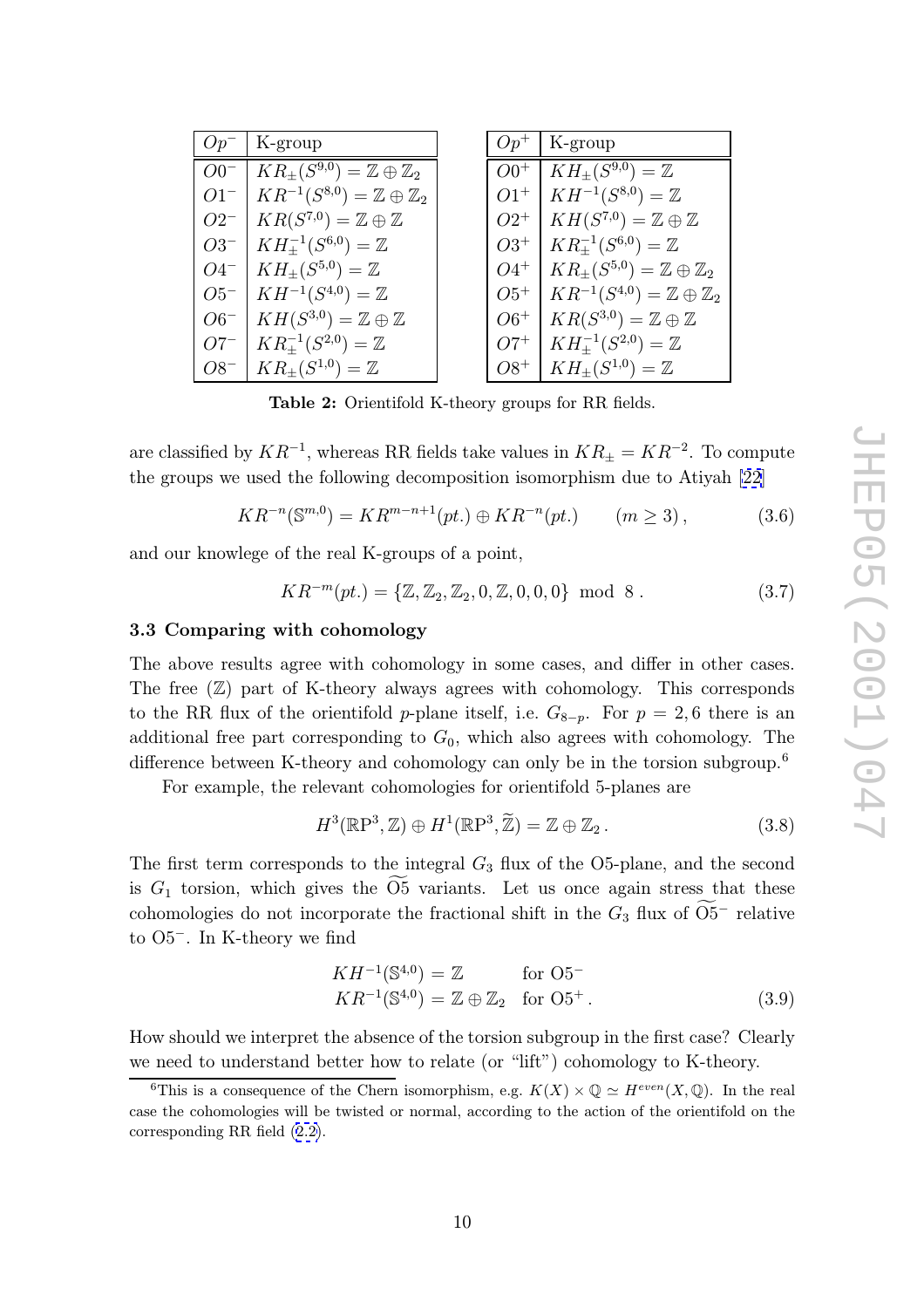| $Op^-$ | K-group |
|---|---|
| $O0^-$ | $KR_\pm(S^{9,0}) = \mathbb{Z} \oplus \mathbb{Z}_2$ |
| $O1^-$ | $KR^{-1}(S^{8,0}) = \mathbb{Z} \oplus \mathbb{Z}_2$ |
| $O2^-$ | $KR(S^{7,0}) = \mathbb{Z} \oplus \mathbb{Z}$ |
| $O3^-$ | $KH_\pm^{-1}(S^{6,0}) = \mathbb{Z}$ |
| $O4^-$ | $KH_\pm(S^{5,0}) = \mathbb{Z}$ |
| $O5^-$ | $KH^{-1}(S^{4,0}) = \mathbb{Z}$ |
| $O6^-$ | $KH(S^{3,0}) = \mathbb{Z} \oplus \mathbb{Z}$ |
| $O7^-$ | $KR_\pm^{-1}(S^{2,0}) = \mathbb{Z}$ |
| $O8^-$ | $KR_\pm(S^{1,0}) = \mathbb{Z}$ |

| $Op^+$ | K-group |
|---|---|
| $O0^+$ | $KH_\pm(S^{9,0}) = \mathbb{Z}$ |
| $O1^+$ | $KH^{-1}(S^{8,0}) = \mathbb{Z}$ |
| $O2^+$ | $KH(S^{7,0}) = \mathbb{Z} \oplus \mathbb{Z}$ |
| $O3^+$ | $KR_\pm^{-1}(S^{6,0}) = \mathbb{Z}$ |
| $O4^+$ | $KR_\pm(S^{5,0}) = \mathbb{Z} \oplus \mathbb{Z}_2$ |
| $O5^+$ | $KR^{-1}(S^{4,0}) = \mathbb{Z} \oplus \mathbb{Z}_2$ |
| $O6^+$ | $KR(S^{3,0}) = \mathbb{Z} \oplus \mathbb{Z}$ |
| $O7^+$ | $KH_\pm^{-1}(S^{2,0}) = \mathbb{Z}$ |
| $O8^+$ | $KH_\pm(S^{1,0}) = \mathbb{Z}$ |

**Table 2:** Orientifold K-theory groups for RR fields.

are classified by $KR^{-1}$, whereas RR fields take values in $KR_\pm = KR^{-2}$. To compute the groups we used the following decomposition isomorphism due to Atiyah [22]

$$KR^{-n}(\mathbb{S}^{m,0}) = KR^{m-n+1}(pt.) \oplus KR^{-n}(pt.) \qquad (m \geq 3)\,, \tag{3.6}$$

and our knowlege of the real K-groups of a point,

$$KR^{-m}(pt.) = \{\mathbb{Z}, \mathbb{Z}_2, \mathbb{Z}_2, 0, \mathbb{Z}, 0, 0, 0\} \mod 8\,. \tag{3.7}$$

### 3.3 Comparing with cohomology

The above results agree with cohomology in some cases, and differ in other cases. The free ($\mathbb{Z}$) part of K-theory always agrees with cohomology. This corresponds to the RR flux of the orientifold $p$-plane itself, i.e. $G_{8-p}$. For $p = 2, 6$ there is an additional free part corresponding to $G_0$, which also agrees with cohomology. The difference between K-theory and cohomology can only be in the torsion subgroup.[6]

For example, the relevant cohomologies for orientifold 5-planes are

$$H^3(\mathbb{R}\mathrm{P}^3, \mathbb{Z}) \oplus H^1(\mathbb{R}\mathrm{P}^3, \widetilde{\mathbb{Z}}) = \mathbb{Z} \oplus \mathbb{Z}_2\,. \tag{3.8}$$

The first term corresponds to the integral $G_3$ flux of the O5-plane, and the second is $G_1$ torsion, which gives the $\widetilde{\mathrm{O}5}$ variants. Let us once again stress that these cohomologies do not incorporate the fractional shift in the $G_3$ flux of $\widetilde{\mathrm{O}5}^-$ relative to $\mathrm{O}5^-$. In K-theory we find

$$\begin{aligned} KH^{-1}(\mathbb{S}^{4,0}) &= \mathbb{Z} && \text{for O5}^- \\ KR^{-1}(\mathbb{S}^{4,0}) &= \mathbb{Z} \oplus \mathbb{Z}_2 && \text{for O5}^+\,. \end{aligned} \tag{3.9}$$

How should we interpret the absence of the torsion subgroup in the first case? Clearly we need to understand better how to relate (or "lift") cohomology to K-theory.

[6] This is a consequence of the Chern isomorphism, e.g. $K(X) \times \mathbb{Q} \simeq H^{even}(X, \mathbb{Q})$. In the real case the cohomologies will be twisted or normal, according to the action of the orientifold on the corresponding RR field (2.2).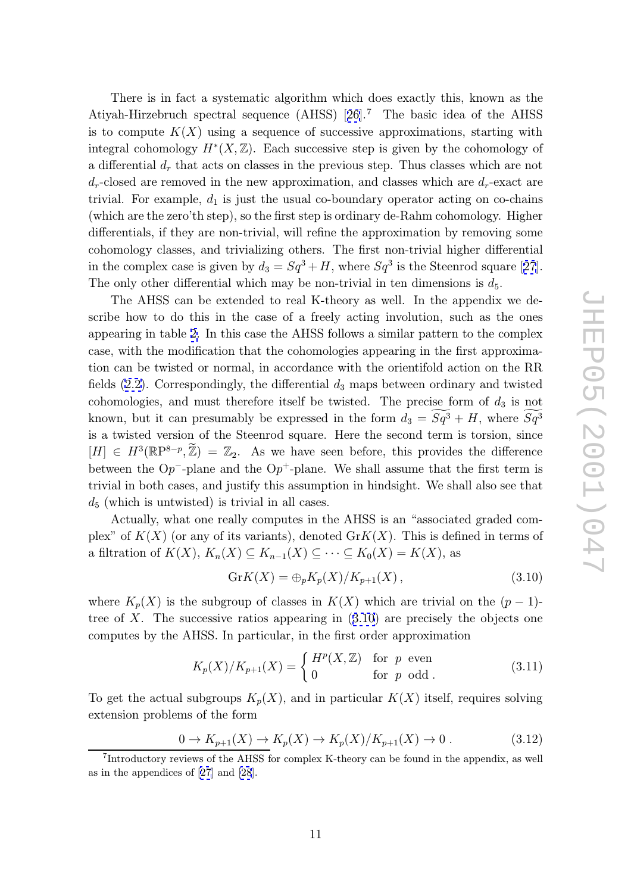There is in fact a systematic algorithm which does exactly this, known as the Atiyah-Hirzebruch spectral sequence (AHSS) [26].[7] The basic idea of the AHSS is to compute $K(X)$ using a sequence of successive approximations, starting with integral cohomology $H^*(X, \mathbb{Z})$. Each successive step is given by the cohomology of a differential $d_r$ that acts on classes in the previous step. Thus classes which are not $d_r$-closed are removed in the new approximation, and classes which are $d_r$-exact are trivial. For example, $d_1$ is just the usual co-boundary operator acting on co-chains (which are the zero'th step), so the first step is ordinary de-Rahm cohomology. Higher differentials, if they are non-trivial, will refine the approximation by removing some cohomology classes, and trivializing others. The first non-trivial higher differential in the complex case is given by $d_3 = Sq^3 + H$, where $Sq^3$ is the Steenrod square [27]. The only other differential which may be non-trivial in ten dimensions is $d_5$.

The AHSS can be extended to real K-theory as well. In the appendix we describe how to do this in the case of a freely acting involution, such as the ones appearing in table 2. In this case the AHSS follows a similar pattern to the complex case, with the modification that the cohomologies appearing in the first approximation can be twisted or normal, in accordance with the orientifold action on the RR fields (2.2). Correspondingly, the differential $d_3$ maps between ordinary and twisted cohomologies, and must therefore itself be twisted. The precise form of $d_3$ is not known, but it can presumably be expressed in the form $d_3 = \widetilde{Sq^3} + H$, where $\widetilde{Sq^3}$ is a twisted version of the Steenrod square. Here the second term is torsion, since $[H] \in H^3(\mathbb{RP}^{8-p}, \widetilde{\mathbb{Z}}) = \mathbb{Z}_2$. As we have seen before, this provides the difference between the O$p^-$-plane and the O$p^+$-plane. We shall assume that the first term is trivial in both cases, and justify this assumption in hindsight. We shall also see that $d_5$ (which is untwisted) is trivial in all cases.

Actually, what one really computes in the AHSS is an "associated graded complex" of $K(X)$ (or any of its variants), denoted Gr$K(X)$. This is defined in terms of a filtration of $K(X)$, $K_n(X) \subseteq K_{n-1}(X) \subseteq \cdots \subseteq K_0(X) = K(X)$, as

$$\mathrm{Gr}K(X) = \oplus_p K_p(X)/K_{p+1}(X)\,, \tag{3.10}$$

where $K_p(X)$ is the subgroup of classes in $K(X)$ which are trivial on the $(p-1)$-tree of $X$. The successive ratios appearing in (3.10) are precisely the objects one computes by the AHSS. In particular, in the first order approximation

$$K_p(X)/K_{p+1}(X) = \begin{cases} H^p(X, \mathbb{Z}) & \text{for } p \text{ even} \\ 0 & \text{for } p \text{ odd}\,. \end{cases} \tag{3.11}$$

To get the actual subgroups $K_p(X)$, and in particular $K(X)$ itself, requires solving extension problems of the form

$$0 \to K_{p+1}(X) \to K_p(X) \to K_p(X)/K_{p+1}(X) \to 0\,. \tag{3.12}$$

[7] Introductory reviews of the AHSS for complex K-theory can be found in the appendix, as well as in the appendices of [27] and [28].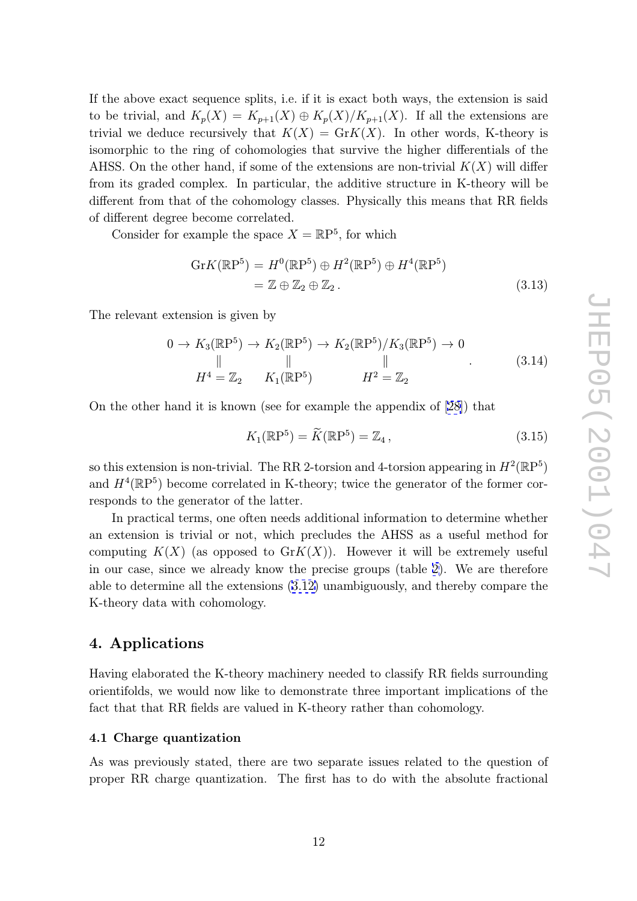If the above exact sequence splits, i.e. if it is exact both ways, the extension is said to be trivial, and $K_p(X) = K_{p+1}(X) \oplus K_p(X)/K_{p+1}(X)$. If all the extensions are trivial we deduce recursively that $K(X) = \mathrm{Gr}K(X)$. In other words, K-theory is isomorphic to the ring of cohomologies that survive the higher differentials of the AHSS. On the other hand, if some of the extensions are non-trivial $K(X)$ will differ from its graded complex. In particular, the additive structure in K-theory will be different from that of the cohomology classes. Physically this means that RR fields of different degree become correlated.

Consider for example the space $X = \mathbb{RP}^5$, for which

$$\begin{aligned} \mathrm{Gr}K(\mathbb{RP}^5) &= H^0(\mathbb{RP}^5) \oplus H^2(\mathbb{RP}^5) \oplus H^4(\mathbb{RP}^5) \\ &= \mathbb{Z} \oplus \mathbb{Z}_2 \oplus \mathbb{Z}_2 \,. \end{aligned} \tag{3.13}$$

The relevant extension is given by

$$\begin{array}{ccccccccc} 0 \to & K_3(\mathbb{RP}^5) & \to & K_2(\mathbb{RP}^5) & \to & K_2(\mathbb{RP}^5)/K_3(\mathbb{RP}^5) & \to 0 \\ & \| & & \| & & \| & \\ & H^4 = \mathbb{Z}_2 & & K_1(\mathbb{RP}^5) & & H^2 = \mathbb{Z}_2 & \end{array} . \tag{3.14}$$

On the other hand it is known (see for example the appendix of [28]) that

$$K_1(\mathbb{RP}^5) = \widetilde{K}(\mathbb{RP}^5) = \mathbb{Z}_4 \,, \tag{3.15}$$

so this extension is non-trivial. The RR 2-torsion and 4-torsion appearing in $H^2(\mathbb{RP}^5)$ and $H^4(\mathbb{RP}^5)$ become correlated in K-theory; twice the generator of the former corresponds to the generator of the latter.

In practical terms, one often needs additional information to determine whether an extension is trivial or not, which precludes the AHSS as a useful method for computing $K(X)$ (as opposed to $\mathrm{Gr}K(X)$). However it will be extremely useful in our case, since we already know the precise groups (table 2). We are therefore able to determine all the extensions (3.12) unambiguously, and thereby compare the K-theory data with cohomology.

## 4. Applications

Having elaborated the K-theory machinery needed to classify RR fields surrounding orientifolds, we would now like to demonstrate three important implications of the fact that that RR fields are valued in K-theory rather than cohomology.

### 4.1 Charge quantization

As was previously stated, there are two separate issues related to the question of proper RR charge quantization. The first has to do with the absolute fractional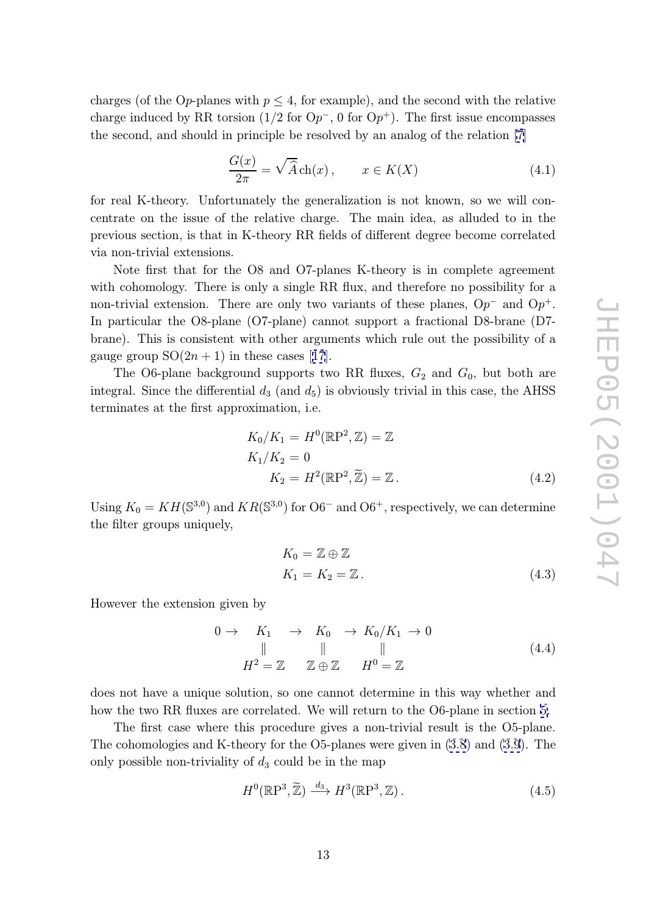charges (of the O$p$-planes with $p \leq 4$, for example), and the second with the relative charge induced by RR torsion (1/2 for O$p^-$, 0 for O$p^+$). The first issue encompasses the second, and should in principle be resolved by an analog of the relation [7]

$$\frac{G(x)}{2\pi} = \sqrt{\widehat{A}}\,\mathrm{ch}(x)\,, \qquad x \in K(X) \tag{4.1}$$

for real K-theory. Unfortunately the generalization is not known, so we will concentrate on the issue of the relative charge. The main idea, as alluded to in the previous section, is that in K-theory RR fields of different degree become correlated via non-trivial extensions.

Note first that for the O8 and O7-planes K-theory is in complete agreement with cohomology. There is only a single RR flux, and therefore no possibility for a non-trivial extension. There are only two variants of these planes, O$p^-$ and O$p^+$. In particular the O8-plane (O7-plane) cannot support a fractional D8-brane (D7-brane). This is consistent with other arguments which rule out the possibility of a gauge group $\mathrm{SO}(2n+1)$ in these cases [17].

The O6-plane background supports two RR fluxes, $G_2$ and $G_0$, but both are integral. Since the differential $d_3$ (and $d_5$) is obviously trivial in this case, the AHSS terminates at the first approximation, i.e.

$$\begin{aligned}
K_0/K_1 &= H^0(\mathbb{R}\mathrm{P}^2,\mathbb{Z}) = \mathbb{Z} \\
K_1/K_2 &= 0 \\
K_2 &= H^2(\mathbb{R}\mathrm{P}^2,\widetilde{\mathbb{Z}}) = \mathbb{Z}\,.
\end{aligned} \tag{4.2}$$

Using $K_0 = KH(\mathbb{S}^{3,0})$ and $KR(\mathbb{S}^{3,0})$ for O6$^-$ and O6$^+$, respectively, we can determine the filter groups uniquely,

$$\begin{aligned}
K_0 &= \mathbb{Z}\oplus\mathbb{Z} \\
K_1 &= K_2 = \mathbb{Z}\,.
\end{aligned} \tag{4.3}$$

However the extension given by

$$\begin{array}{ccccccc}
0 \to & K_1 & \to & K_0 & \to & K_0/K_1 & \to 0 \\
 & \| & & \| & & \| & \\
 & H^2 = \mathbb{Z} & & \mathbb{Z}\oplus\mathbb{Z} & & H^0 = \mathbb{Z} &
\end{array} \tag{4.4}$$

does not have a unique solution, so one cannot determine in this way whether and how the two RR fluxes are correlated. We will return to the O6-plane in section 5.

The first case where this procedure gives a non-trivial result is the O5-plane. The cohomologies and K-theory for the O5-planes were given in (3.8) and (3.9). The only possible non-triviality of $d_3$ could be in the map

$$H^0(\mathbb{R}\mathrm{P}^3,\widetilde{\mathbb{Z}}) \xrightarrow{d_3} H^3(\mathbb{R}\mathrm{P}^3,\mathbb{Z})\,. \tag{4.5}$$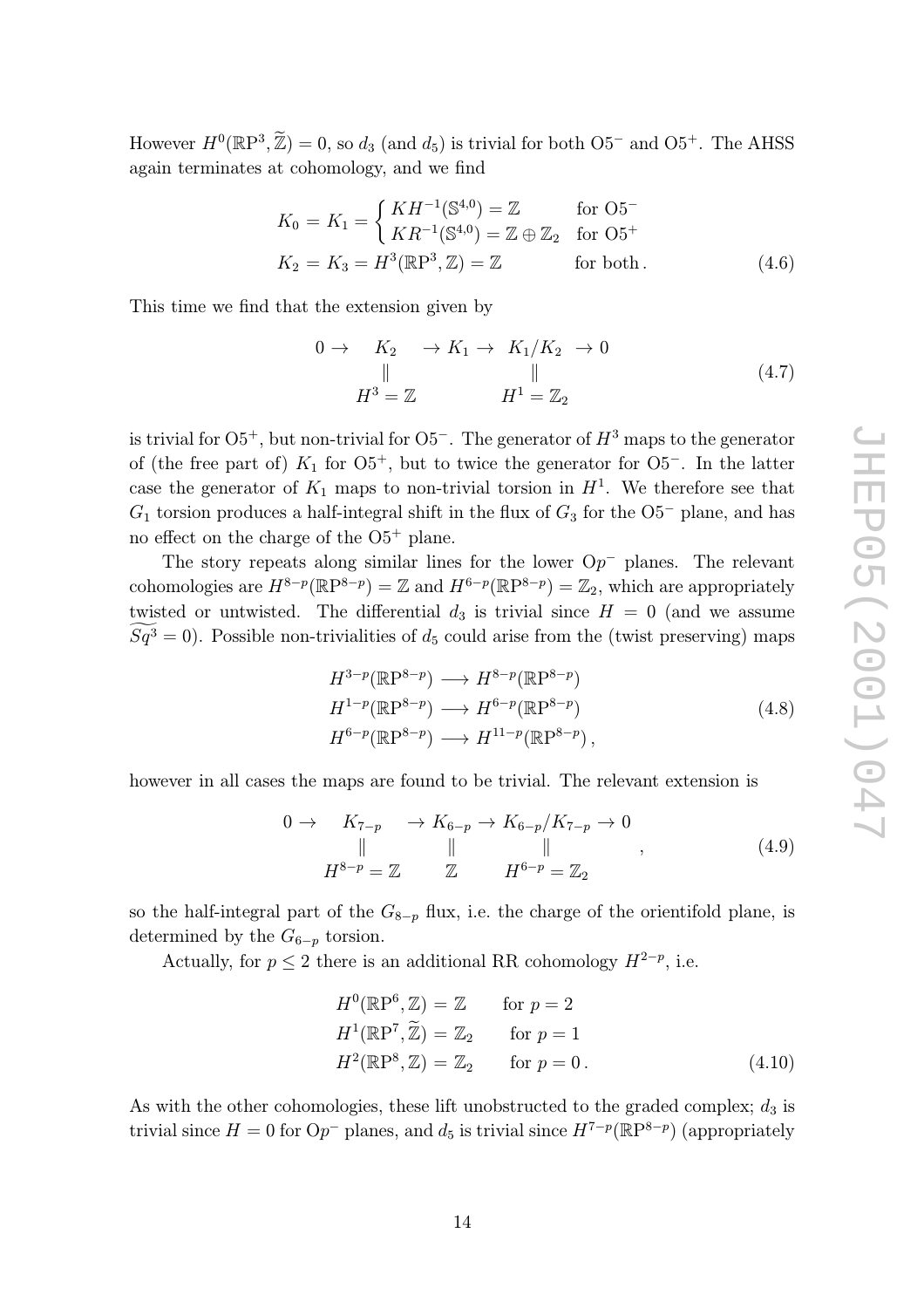However $H^0(\mathbb{RP}^3, \widetilde{\mathbb{Z}}) = 0$, so $d_3$ (and $d_5$) is trivial for both O5$^-$ and O5$^+$. The AHSS again terminates at cohomology, and we find

$$
\begin{aligned}
K_0 = K_1 &= \begin{cases} KH^{-1}(\mathbb{S}^{4,0}) = \mathbb{Z} & \text{for O5}^- \\ KR^{-1}(\mathbb{S}^{4,0}) = \mathbb{Z} \oplus \mathbb{Z}_2 & \text{for O5}^+ \end{cases} \\
K_2 = K_3 &= H^3(\mathbb{RP}^3, \mathbb{Z}) = \mathbb{Z} \qquad\qquad \text{for both}\,.
\end{aligned} \tag{4.6}
$$

This time we find that the extension given by

$$
\begin{array}{ccccccc}
0 \to & K_2 & \to K_1 \to & K_1/K_2 & \to 0 \\
& \| & & \| & \\
& H^3 = \mathbb{Z} & & H^1 = \mathbb{Z}_2 &
\end{array} \tag{4.7}
$$

is trivial for O5$^+$, but non-trivial for O5$^-$. The generator of $H^3$ maps to the generator of (the free part of) $K_1$ for O5$^+$, but to twice the generator for O5$^-$. In the latter case the generator of $K_1$ maps to non-trivial torsion in $H^1$. We therefore see that $G_1$ torsion produces a half-integral shift in the flux of $G_3$ for the O5$^-$ plane, and has no effect on the charge of the O5$^+$ plane.

The story repeats along similar lines for the lower O$p^-$ planes. The relevant cohomologies are $H^{8-p}(\mathbb{RP}^{8-p}) = \mathbb{Z}$ and $H^{6-p}(\mathbb{RP}^{8-p}) = \mathbb{Z}_2$, which are appropriately twisted or untwisted. The differential $d_3$ is trivial since $H = 0$ (and we assume $\widetilde{Sq^3} = 0$). Possible non-trivialities of $d_5$ could arise from the (twist preserving) maps

$$
\begin{aligned}
H^{3-p}(\mathbb{RP}^{8-p}) &\longrightarrow H^{8-p}(\mathbb{RP}^{8-p}) \\
H^{1-p}(\mathbb{RP}^{8-p}) &\longrightarrow H^{6-p}(\mathbb{RP}^{8-p}) \\
H^{6-p}(\mathbb{RP}^{8-p}) &\longrightarrow H^{11-p}(\mathbb{RP}^{8-p})\,,
\end{aligned} \tag{4.8}
$$

however in all cases the maps are found to be trivial. The relevant extension is

$$
\begin{array}{ccccccc}
0 \to & K_{7-p} & \to K_{6-p} \to & K_{6-p}/K_{7-p} & \to 0 \\
& \| & \| & \| & \\
& H^{8-p} = \mathbb{Z} & \mathbb{Z} & H^{6-p} = \mathbb{Z}_2 &
\end{array}\,, \tag{4.9}
$$

so the half-integral part of the $G_{8-p}$ flux, i.e. the charge of the orientifold plane, is determined by the $G_{6-p}$ torsion.

Actually, for $p \leq 2$ there is an additional RR cohomology $H^{2-p}$, i.e.

$$
\begin{aligned}
H^0(\mathbb{RP}^6, \mathbb{Z}) &= \mathbb{Z} \qquad \text{for } p = 2 \\
H^1(\mathbb{RP}^7, \widetilde{\mathbb{Z}}) &= \mathbb{Z}_2 \qquad \text{for } p = 1 \\
H^2(\mathbb{RP}^8, \mathbb{Z}) &= \mathbb{Z}_2 \qquad \text{for } p = 0\,.
\end{aligned} \tag{4.10}
$$

As with the other cohomologies, these lift unobstructed to the graded complex; $d_3$ is trivial since $H = 0$ for O$p^-$ planes, and $d_5$ is trivial since $H^{7-p}(\mathbb{RP}^{8-p})$ (appropriately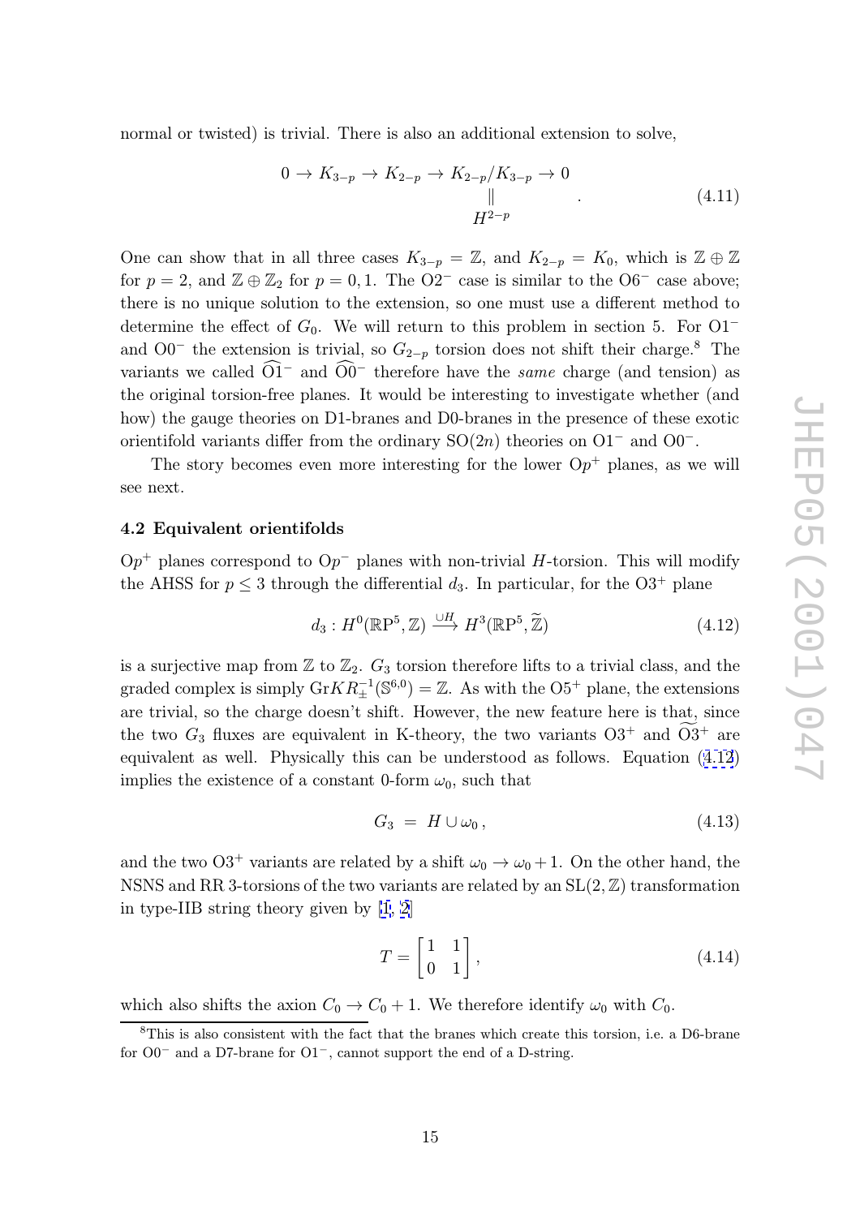normal or twisted) is trivial. There is also an additional extension to solve,

$$0 \to K_{3-p} \to K_{2-p} \to K_{2-p}/K_{3-p} \to 0 \qquad (4.11)$$
$$K_{2-p}/K_{3-p} = H^{2-p}.$$

One can show that in all three cases $K_{3-p} = \mathbb{Z}$, and $K_{2-p} = K_0$, which is $\mathbb{Z} \oplus \mathbb{Z}$ for $p = 2$, and $\mathbb{Z} \oplus \mathbb{Z}_2$ for $p = 0, 1$. The O2$^-$ case is similar to the O6$^-$ case above; there is no unique solution to the extension, so one must use a different method to determine the effect of $G_0$. We will return to this problem in section 5. For O1$^-$ and O0$^-$ the extension is trivial, so $G_{2-p}$ torsion does not shift their charge.[8] The variants we called $\widehat{\text{O1}}^-$ and $\widehat{\text{O0}}^-$ therefore have the *same* charge (and tension) as the original torsion-free planes. It would be interesting to investigate whether (and how) the gauge theories on D1-branes and D0-branes in the presence of these exotic orientifold variants differ from the ordinary SO$(2n)$ theories on O1$^-$ and O0$^-$.

The story becomes even more interesting for the lower O$p^+$ planes, as we will see next.

### 4.2 Equivalent orientifolds

O$p^+$ planes correspond to O$p^-$ planes with non-trivial $H$-torsion. This will modify the AHSS for $p \leq 3$ through the differential $d_3$. In particular, for the O3$^+$ plane

$$d_3 : H^0(\mathbb{RP}^5, \mathbb{Z}) \xrightarrow{\cup H} H^3(\mathbb{RP}^5, \widetilde{\mathbb{Z}}) \qquad (4.12)$$

is a surjective map from $\mathbb{Z}$ to $\mathbb{Z}_2$. $G_3$ torsion therefore lifts to a trivial class, and the graded complex is simply $\text{Gr}KR^{-1}_{\pm}(\mathbb{S}^{6,0}) = \mathbb{Z}$. As with the O5$^+$ plane, the extensions are trivial, so the charge doesn't shift. However, the new feature here is that, since the two $G_3$ fluxes are equivalent in K-theory, the two variants O3$^+$ and $\widetilde{\text{O3}}^+$ are equivalent as well. Physically this can be understood as follows. Equation (4.12) implies the existence of a constant 0-form $\omega_0$, such that

$$G_3 \; = \; H \cup \omega_0 \,, \qquad (4.13)$$

and the two O3$^+$ variants are related by a shift $\omega_0 \to \omega_0 + 1$. On the other hand, the NSNS and RR 3-torsions of the two variants are related by an SL$(2, \mathbb{Z})$ transformation in type-IIB string theory given by [1, 2]

$$T = \begin{bmatrix} 1 & 1 \\ 0 & 1 \end{bmatrix}, \qquad (4.14)$$

which also shifts the axion $C_0 \to C_0 + 1$. We therefore identify $\omega_0$ with $C_0$.

[8] This is also consistent with the fact that the branes which create this torsion, i.e. a D6-brane for O0$^-$ and a D7-brane for O1$^-$, cannot support the end of a D-string.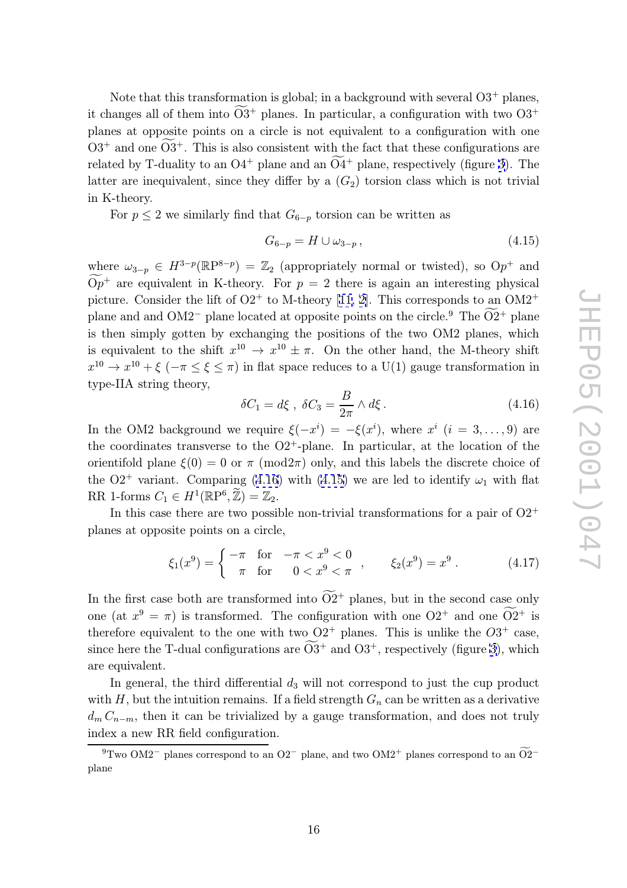Note that this transformation is global; in a background with several $O3^+$ planes, it changes all of them into $\widetilde{O3}^+$ planes. In particular, a configuration with two $O3^+$ planes at opposite points on a circle is not equivalent to a configuration with one $O3^+$ and one $\widetilde{O3}^+$. This is also consistent with the fact that these configurations are related by T-duality to an $O4^+$ plane and an $\widetilde{O4}^+$ plane, respectively (figure 3). The latter are inequivalent, since they differ by a ($G_2$) torsion class which is not trivial in K-theory.

For $p \leq 2$ we similarly find that $G_{6-p}$ torsion can be written as

$$G_{6-p} = H \cup \omega_{3-p} \,, \tag{4.15}$$

where $\omega_{3-p} \in H^{3-p}(\mathbb{RP}^{8-p}) = \mathbb{Z}_2$ (appropriately normal or twisted), so $Op^+$ and $\widetilde{Op}^+$ are equivalent in K-theory. For $p = 2$ there is again an interesting physical picture. Consider the lift of $O2^+$ to M-theory [11, 2]. This corresponds to an $OM2^+$ plane and and $OM2^-$ plane located at opposite points on the circle.[9] The $\widetilde{O2}^+$ plane is then simply gotten by exchanging the positions of the two OM2 planes, which is equivalent to the shift $x^{10} \to x^{10} \pm \pi$. On the other hand, the M-theory shift $x^{10} \to x^{10} + \xi$ $(-\pi \leq \xi \leq \pi)$ in flat space reduces to a U(1) gauge transformation in type-IIA string theory,

$$\delta C_1 = d\xi \;,\; \delta C_3 = \frac{B}{2\pi} \wedge d\xi \,. \tag{4.16}$$

In the OM2 background we require $\xi(-x^i) = -\xi(x^i)$, where $x^i$ $(i = 3, \ldots, 9)$ are the coordinates transverse to the $O2^+$-plane. In particular, at the location of the orientifold plane $\xi(0) = 0$ or $\pi$ (mod$2\pi$) only, and this labels the discrete choice of the $O2^+$ variant. Comparing (4.16) with (4.15) we are led to identify $\omega_1$ with flat RR 1-forms $C_1 \in H^1(\mathbb{RP}^6, \widetilde{\mathbb{Z}}) = \mathbb{Z}_2$.

In this case there are two possible non-trivial transformations for a pair of $O2^+$ planes at opposite points on a circle,

$$\xi_1(x^9) = \begin{cases} -\pi & \text{for} \quad -\pi < x^9 < 0 \\ \;\;\pi & \text{for} \quad \;\;\; 0 < x^9 < \pi \end{cases} \,, \qquad \xi_2(x^9) = x^9 \,. \tag{4.17}$$

In the first case both are transformed into $\widetilde{O2}^+$ planes, but in the second case only one (at $x^9 = \pi$) is transformed. The configuration with one $O2^+$ and one $\widetilde{O2}^+$ is therefore equivalent to the one with two $O2^+$ planes. This is unlike the $O3^+$ case, since here the T-dual configurations are $\widetilde{O3}^+$ and $O3^+$, respectively (figure 3), which are equivalent.

In general, the third differential $d_3$ will not correspond to just the cup product with $H$, but the intuition remains. If a field strength $G_n$ can be written as a derivative $d_m C_{n-m}$, then it can be trivialized by a gauge transformation, and does not truly index a new RR field configuration.

---

[9] Two $OM2^-$ planes correspond to an $O2^-$ plane, and two $OM2^+$ planes correspond to an $\widetilde{O2}^-$ plane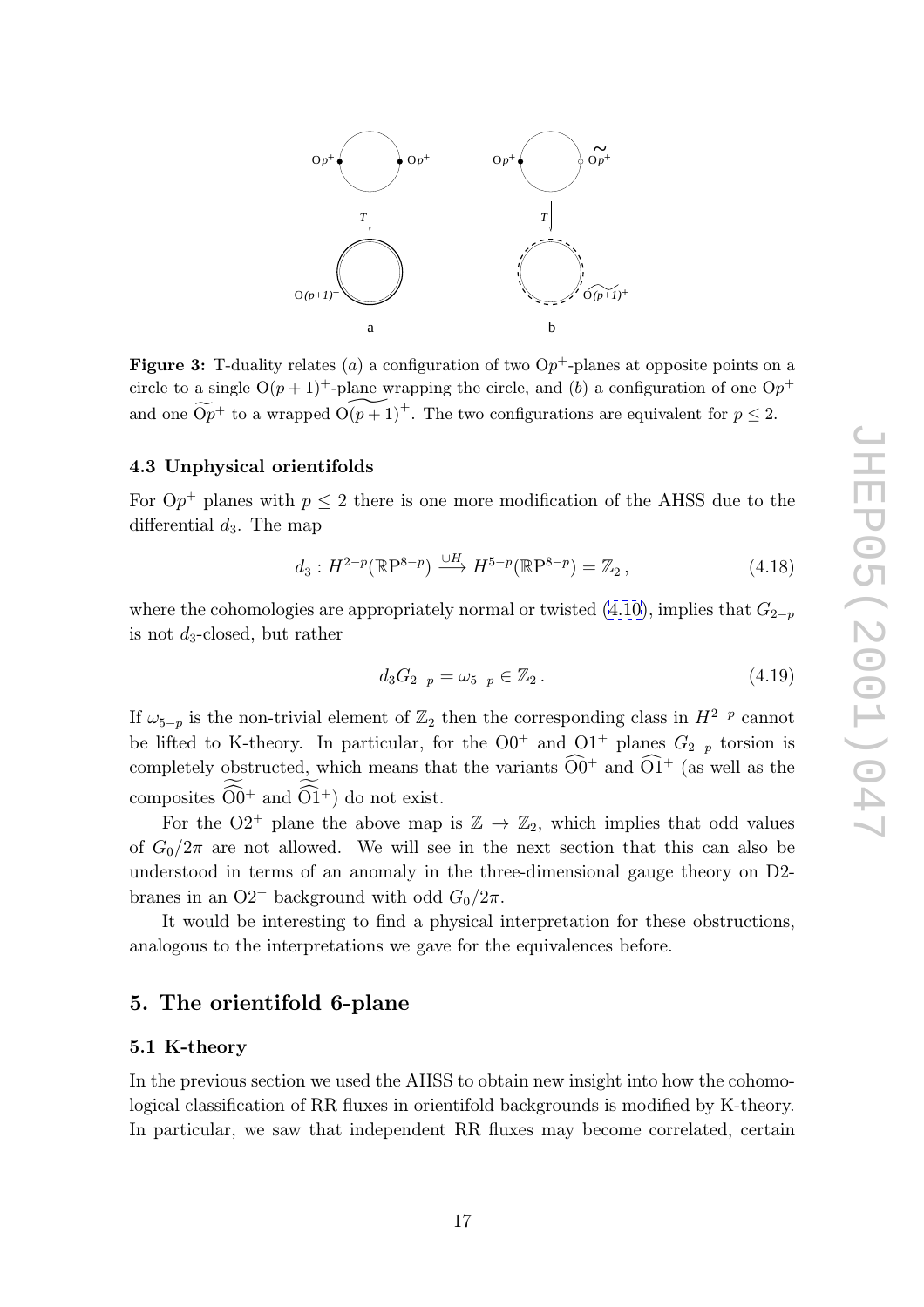**Figure 3:** T-duality relates ($a$) a configuration of two O$p^+$-planes at opposite points on a circle to a single O$(p+1)^+$-plane wrapping the circle, and ($b$) a configuration of one O$p^+$ and one $\widetilde{\mathrm{O}p}^+$ to a wrapped $\widetilde{\mathrm{O}(p+1)}^+$. The two configurations are equivalent for $p \leq 2$.

### 4.3 Unphysical orientifolds

For O$p^+$ planes with $p \leq 2$ there is one more modification of the AHSS due to the differential $d_3$. The map

$$d_3 : H^{2-p}(\mathbb{RP}^{8-p}) \xrightarrow{\cup H} H^{5-p}(\mathbb{RP}^{8-p}) = \mathbb{Z}_2\,, \tag{4.18}$$

where the cohomologies are appropriately normal or twisted (4.10), implies that $G_{2-p}$ is not $d_3$-closed, but rather

$$d_3 G_{2-p} = \omega_{5-p} \in \mathbb{Z}_2\,. \tag{4.19}$$

If $\omega_{5-p}$ is the non-trivial element of $\mathbb{Z}_2$ then the corresponding class in $H^{2-p}$ cannot be lifted to K-theory. In particular, for the O0$^+$ and O1$^+$ planes $G_{2-p}$ torsion is completely obstructed, which means that the variants $\widehat{\mathrm{O}0}^+$ and $\widehat{\mathrm{O}1}^+$ (as well as the composites $\widetilde{\widehat{\mathrm{O}0}}^+$ and $\widetilde{\widehat{\mathrm{O}1}}^+$) do not exist.

For the O2$^+$ plane the above map is $\mathbb{Z} \to \mathbb{Z}_2$, which implies that odd values of $G_0/2\pi$ are not allowed. We will see in the next section that this can also be understood in terms of an anomaly in the three-dimensional gauge theory on D2-branes in an O2$^+$ background with odd $G_0/2\pi$.

It would be interesting to find a physical interpretation for these obstructions, analogous to the interpretations we gave for the equivalences before.

## 5. The orientifold 6-plane

### 5.1 K-theory

In the previous section we used the AHSS to obtain new insight into how the cohomological classification of RR fluxes in orientifold backgrounds is modified by K-theory. In particular, we saw that independent RR fluxes may become correlated, certain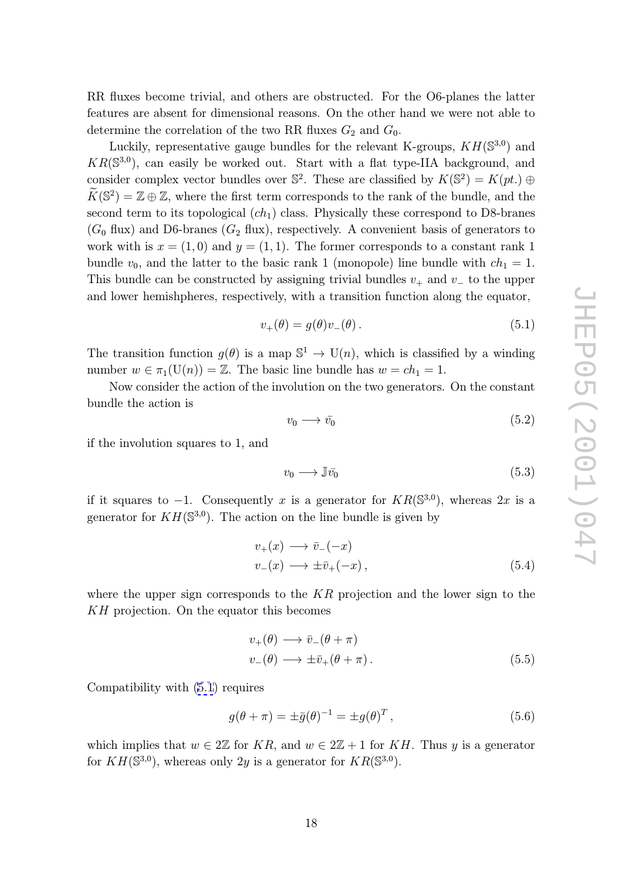RR fluxes become trivial, and others are obstructed. For the O6-planes the latter features are absent for dimensional reasons. On the other hand we were not able to determine the correlation of the two RR fluxes $G_2$ and $G_0$.

Luckily, representative gauge bundles for the relevant K-groups, $KH(\mathbb{S}^{3,0})$ and $KR(\mathbb{S}^{3,0})$, can easily be worked out. Start with a flat type-IIA background, and consider complex vector bundles over $\mathbb{S}^2$. These are classified by $K(\mathbb{S}^2) = K(pt.) \oplus \widetilde{K}(\mathbb{S}^2) = \mathbb{Z} \oplus \mathbb{Z}$, where the first term corresponds to the rank of the bundle, and the second term to its topological $(ch_1)$ class. Physically these correspond to D8-branes ($G_0$ flux) and D6-branes ($G_2$ flux), respectively. A convenient basis of generators to work with is $x = (1, 0)$ and $y = (1, 1)$. The former corresponds to a constant rank 1 bundle $v_0$, and the latter to the basic rank 1 (monopole) line bundle with $ch_1 = 1$. This bundle can be constructed by assigning trivial bundles $v_+$ and $v_-$ to the upper and lower hemishpheres, respectively, with a transition function along the equator,

$$v_+(\theta) = g(\theta) v_-(\theta)\,. \tag{5.1}$$

The transition function $g(\theta)$ is a map $\mathbb{S}^1 \to \mathrm{U}(n)$, which is classified by a winding number $w \in \pi_1(\mathrm{U}(n)) = \mathbb{Z}$. The basic line bundle has $w = ch_1 = 1$.

Now consider the action of the involution on the two generators. On the constant bundle the action is

$$v_0 \longrightarrow \bar{v}_0 \tag{5.2}$$

if the involution squares to 1, and

$$v_0 \longrightarrow \mathbb{J}\bar{v}_0 \tag{5.3}$$

if it squares to $-1$. Consequently $x$ is a generator for $KR(\mathbb{S}^{3,0})$, whereas $2x$ is a generator for $KH(\mathbb{S}^{3,0})$. The action on the line bundle is given by

$$\begin{aligned} v_+(x) &\longrightarrow \bar{v}_-(-x) \\ v_-(x) &\longrightarrow \pm\bar{v}_+(-x)\,, \end{aligned} \tag{5.4}$$

where the upper sign corresponds to the $KR$ projection and the lower sign to the $KH$ projection. On the equator this becomes

$$\begin{aligned} v_+(\theta) &\longrightarrow \bar{v}_-(\theta + \pi) \\ v_-(\theta) &\longrightarrow \pm\bar{v}_+(\theta + \pi)\,. \end{aligned} \tag{5.5}$$

Compatibility with (5.1) requires

$$g(\theta + \pi) = \pm\bar{g}(\theta)^{-1} = \pm g(\theta)^T\,, \tag{5.6}$$

which implies that $w \in 2\mathbb{Z}$ for $KR$, and $w \in 2\mathbb{Z} + 1$ for $KH$. Thus $y$ is a generator for $KH(\mathbb{S}^{3,0})$, whereas only $2y$ is a generator for $KR(\mathbb{S}^{3,0})$.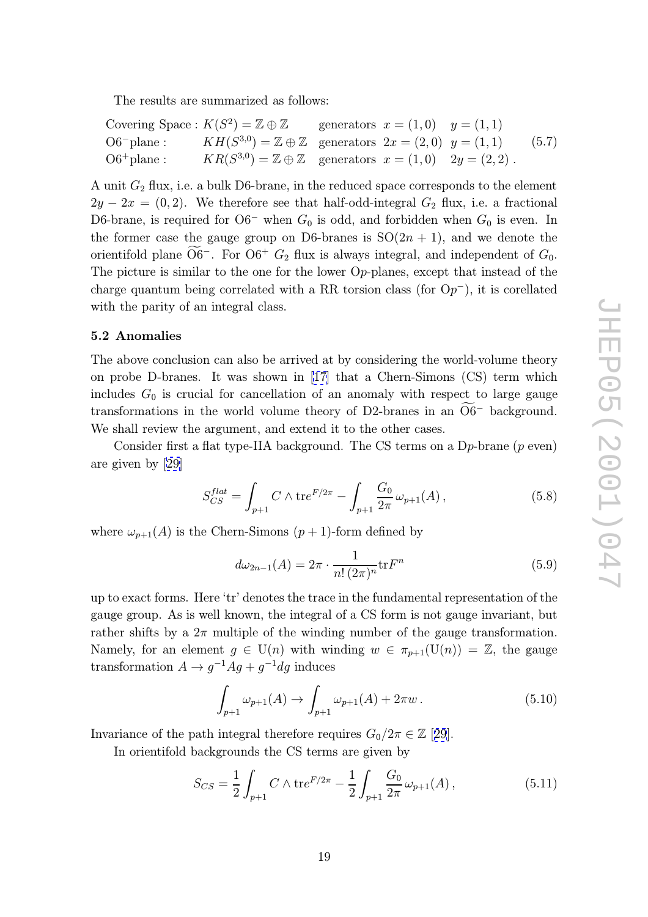The results are summarized as follows:

$$\begin{array}{llll} \text{Covering Space}: & K(S^2) = \mathbb{Z}\oplus\mathbb{Z} & \text{generators } x=(1,0) & y=(1,1) \\ \text{O6}^-\text{plane}: & KH(S^{3,0}) = \mathbb{Z}\oplus\mathbb{Z} & \text{generators } 2x=(2,0) & y=(1,1) \\ \text{O6}^+\text{plane}: & KR(S^{3,0}) = \mathbb{Z}\oplus\mathbb{Z} & \text{generators } x=(1,0) & 2y=(2,2)\,. \end{array} \tag{5.7}$$

A unit $G_2$ flux, i.e. a bulk D6-brane, in the reduced space corresponds to the element $2y - 2x = (0,2)$. We therefore see that half-odd-integral $G_2$ flux, i.e. a fractional D6-brane, is required for O6$^-$ when $G_0$ is odd, and forbidden when $G_0$ is even. In the former case the gauge group on D6-branes is $\mathrm{SO}(2n+1)$, and we denote the orientifold plane $\widetilde{\text{O6}}^-$. For O6$^+$ $G_2$ flux is always integral, and independent of $G_0$. The picture is similar to the one for the lower O$p$-planes, except that instead of the charge quantum being correlated with a RR torsion class (for O$p^-$), it is corellated with the parity of an integral class.

### 5.2 Anomalies

The above conclusion can also be arrived at by considering the world-volume theory on probe D-branes. It was shown in [17] that a Chern-Simons (CS) term which includes $G_0$ is crucial for cancellation of an anomaly with respect to large gauge transformations in the world volume theory of D2-branes in an $\widetilde{\text{O6}}^-$ background. We shall review the argument, and extend it to the other cases.

Consider first a flat type-IIA background. The CS terms on a D$p$-brane ($p$ even) are given by [29]

$$S_{CS}^{flat} = \int_{p+1} C \wedge \mathrm{tr} e^{F/2\pi} - \int_{p+1} \frac{G_0}{2\pi}\,\omega_{p+1}(A)\,, \tag{5.8}$$

where $\omega_{p+1}(A)$ is the Chern-Simons $(p+1)$-form defined by

$$d\omega_{2n-1}(A) = 2\pi \cdot \frac{1}{n!\,(2\pi)^n}\mathrm{tr}F^n \tag{5.9}$$

up to exact forms. Here 'tr' denotes the trace in the fundamental representation of the gauge group. As is well known, the integral of a CS form is not gauge invariant, but rather shifts by a $2\pi$ multiple of the winding number of the gauge transformation. Namely, for an element $g \in \mathrm{U}(n)$ with winding $w \in \pi_{p+1}(\mathrm{U}(n)) = \mathbb{Z}$, the gauge transformation $A \to g^{-1}Ag + g^{-1}dg$ induces

$$\int_{p+1} \omega_{p+1}(A) \to \int_{p+1} \omega_{p+1}(A) + 2\pi w\,. \tag{5.10}$$

Invariance of the path integral therefore requires $G_0/2\pi \in \mathbb{Z}$ [29].

In orientifold backgrounds the CS terms are given by

$$S_{CS} = \frac{1}{2}\int_{p+1} C \wedge \mathrm{tr} e^{F/2\pi} - \frac{1}{2}\int_{p+1} \frac{G_0}{2\pi}\,\omega_{p+1}(A)\,, \tag{5.11}$$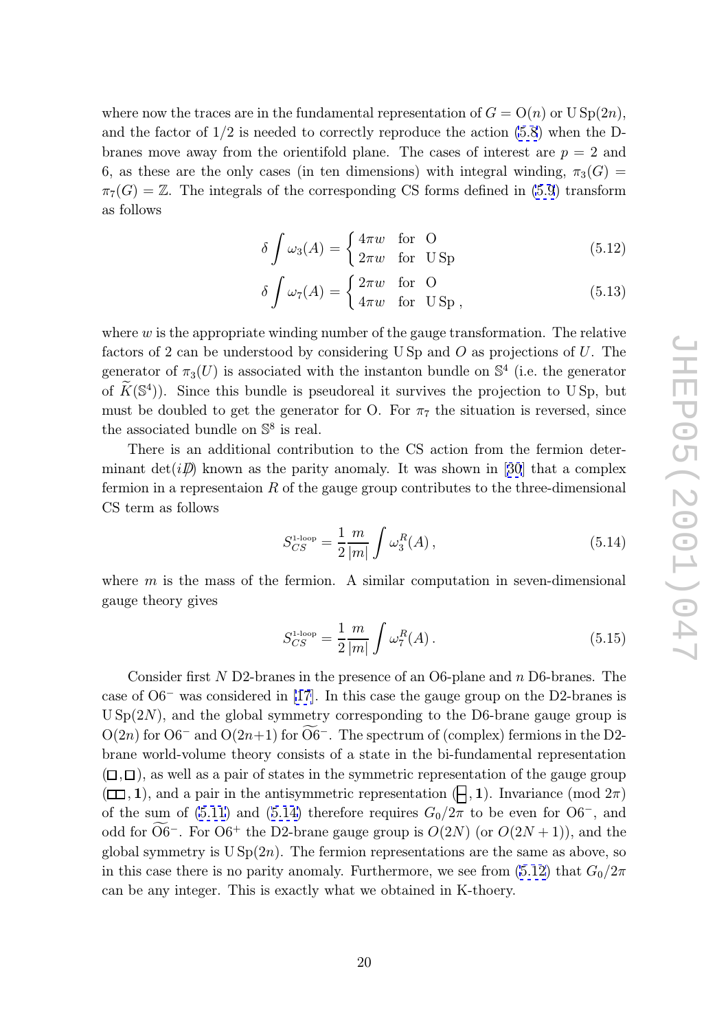where now the traces are in the fundamental representation of $G = \mathrm{O}(n)$ or $\mathrm{U\,Sp}(2n)$, and the factor of $1/2$ is needed to correctly reproduce the action (5.8) when the D-branes move away from the orientifold plane. The cases of interest are $p = 2$ and 6, as these are the only cases (in ten dimensions) with integral winding, $\pi_3(G) = \pi_7(G) = \mathbb{Z}$. The integrals of the corresponding CS forms defined in (5.9) transform as follows

$$
\delta \int \omega_3(A) = \begin{cases} 4\pi w & \text{for } \mathrm{O} \\ 2\pi w & \text{for } \mathrm{U\,Sp} \end{cases} \tag{5.12}
$$

$$
\delta \int \omega_7(A) = \begin{cases} 2\pi w & \text{for } \mathrm{O} \\ 4\pi w & \text{for } \mathrm{U\,Sp}\,, \end{cases} \tag{5.13}
$$

where $w$ is the appropriate winding number of the gauge transformation. The relative factors of 2 can be understood by considering U Sp and $O$ as projections of $U$. The generator of $\pi_3(U)$ is associated with the instanton bundle on $\mathbb{S}^4$ (i.e. the generator of $\widetilde{K}(\mathbb{S}^4)$). Since this bundle is pseudoreal it survives the projection to U Sp, but must be doubled to get the generator for O. For $\pi_7$ the situation is reversed, since the associated bundle on $\mathbb{S}^8$ is real.

There is an additional contribution to the CS action from the fermion determinant $\det(i\not{D})$ known as the parity anomaly. It was shown in [30] that a complex fermion in a representaion $R$ of the gauge group contributes to the three-dimensional CS term as follows

$$
S_{CS}^{\text{1-loop}} = \frac{1}{2}\frac{m}{|m|}\int \omega_3^R(A)\,, \tag{5.14}
$$

where $m$ is the mass of the fermion. A similar computation in seven-dimensional gauge theory gives

$$
S_{CS}^{\text{1-loop}} = \frac{1}{2}\frac{m}{|m|}\int \omega_7^R(A)\,. \tag{5.15}
$$

Consider first $N$ D2-branes in the presence of an O6-plane and $n$ D6-branes. The case of O6$^-$ was considered in [17]. In this case the gauge group on the D2-branes is $\mathrm{U\,Sp}(2N)$, and the global symmetry corresponding to the D6-brane gauge group is $\mathrm{O}(2n)$ for O6$^-$ and $\mathrm{O}(2n{+}1)$ for $\widetilde{\mathrm{O6}}^-$. The spectrum of (complex) fermions in the D2-brane world-volume theory consists of a state in the bi-fundamental representation $(\square,\square)$, as well as a pair of states in the symmetric representation of the gauge group $(\square\!\square,\mathbf{1})$, and a pair in the antisymmetric representation $(\begin{smallmatrix}\square\\\square\end{smallmatrix},\mathbf{1})$. Invariance (mod $2\pi$) of the sum of (5.11) and (5.14) therefore requires $G_0/2\pi$ to be even for O6$^-$, and odd for $\widetilde{\mathrm{O6}}^-$. For O6$^+$ the D2-brane gauge group is $O(2N)$ (or $O(2N+1)$), and the global symmetry is $\mathrm{U\,Sp}(2n)$. The fermion representations are the same as above, so in this case there is no parity anomaly. Furthermore, we see from (5.12) that $G_0/2\pi$ can be any integer. This is exactly what we obtained in K-thoery.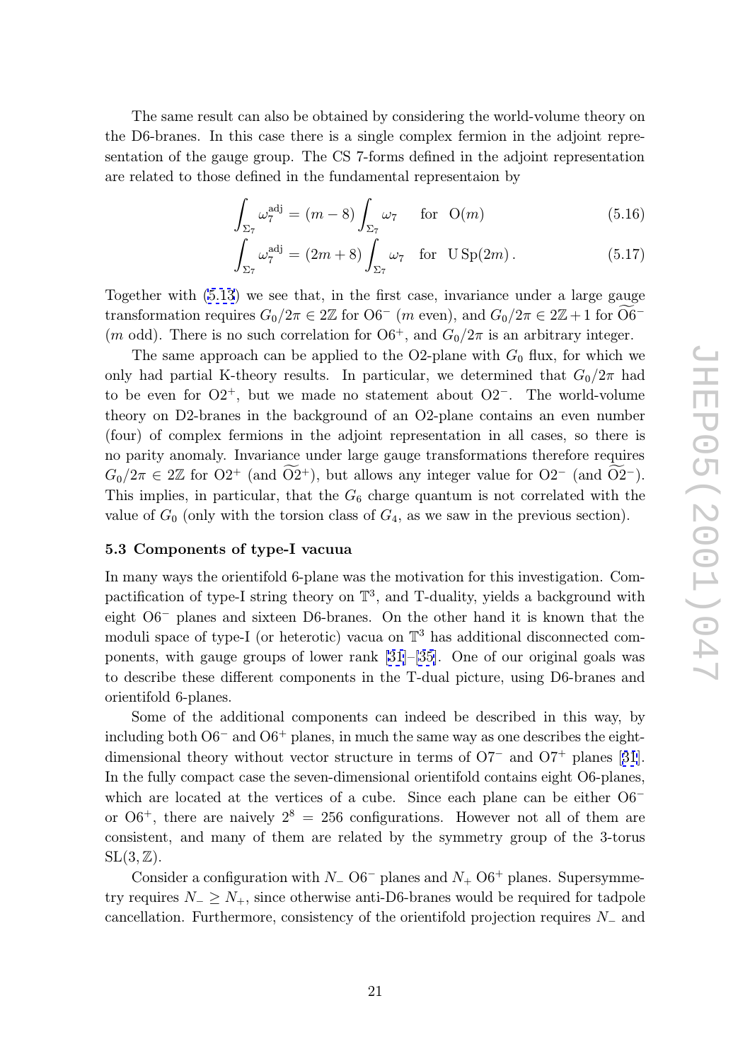The same result can also be obtained by considering the world-volume theory on the D6-branes. In this case there is a single complex fermion in the adjoint representation of the gauge group. The CS 7-forms defined in the adjoint representation are related to those defined in the fundamental representaion by

$$\int_{\Sigma_7} \omega_7^{\rm adj} = (m-8) \int_{\Sigma_7} \omega_7 \quad \text{for} \quad \mathrm{O}(m) \tag{5.16}$$

$$\int_{\Sigma_7} \omega_7^{\rm adj} = (2m+8) \int_{\Sigma_7} \omega_7 \quad \text{for} \quad \mathrm{U\,Sp}(2m)\,. \tag{5.17}$$

Together with (5.13) we see that, in the first case, invariance under a large gauge transformation requires $G_0/2\pi \in 2\mathbb{Z}$ for O6$^-$ ($m$ even), and $G_0/2\pi \in 2\mathbb{Z}+1$ for $\widetilde{\mathrm{O}6}^-$ ($m$ odd). There is no such correlation for O6$^+$, and $G_0/2\pi$ is an arbitrary integer.

The same approach can be applied to the O2-plane with $G_0$ flux, for which we only had partial K-theory results. In particular, we determined that $G_0/2\pi$ had to be even for O2$^+$, but we made no statement about O2$^-$. The world-volume theory on D2-branes in the background of an O2-plane contains an even number (four) of complex fermions in the adjoint representation in all cases, so there is no parity anomaly. Invariance under large gauge transformations therefore requires $G_0/2\pi \in 2\mathbb{Z}$ for O2$^+$ (and $\widetilde{\mathrm{O}2}^+$), but allows any integer value for O2$^-$ (and $\widetilde{\mathrm{O}2}^-$). This implies, in particular, that the $G_6$ charge quantum is not correlated with the value of $G_0$ (only with the torsion class of $G_4$, as we saw in the previous section).

### 5.3 Components of type-I vacuua

In many ways the orientifold 6-plane was the motivation for this investigation. Compactification of type-I string theory on $\mathbb{T}^3$, and T-duality, yields a background with eight O6$^-$ planes and sixteen D6-branes. On the other hand it is known that the moduli space of type-I (or heterotic) vacua on $\mathbb{T}^3$ has additional disconnected components, with gauge groups of lower rank [31]–[35]. One of our original goals was to describe these different components in the T-dual picture, using D6-branes and orientifold 6-planes.

Some of the additional components can indeed be described in this way, by including both O6$^-$ and O6$^+$ planes, in much the same way as one describes the eight-dimensional theory without vector structure in terms of O7$^-$ and O7$^+$ planes [31]. In the fully compact case the seven-dimensional orientifold contains eight O6-planes, which are located at the vertices of a cube. Since each plane can be either O6$^-$ or O6$^+$, there are naively $2^8 = 256$ configurations. However not all of them are consistent, and many of them are related by the symmetry group of the 3-torus $\mathrm{SL}(3,\mathbb{Z})$.

Consider a configuration with $N_-$ O6$^-$ planes and $N_+$ O6$^+$ planes. Supersymmetry requires $N_- \geq N_+$, since otherwise anti-D6-branes would be required for tadpole cancellation. Furthermore, consistency of the orientifold projection requires $N_-$ and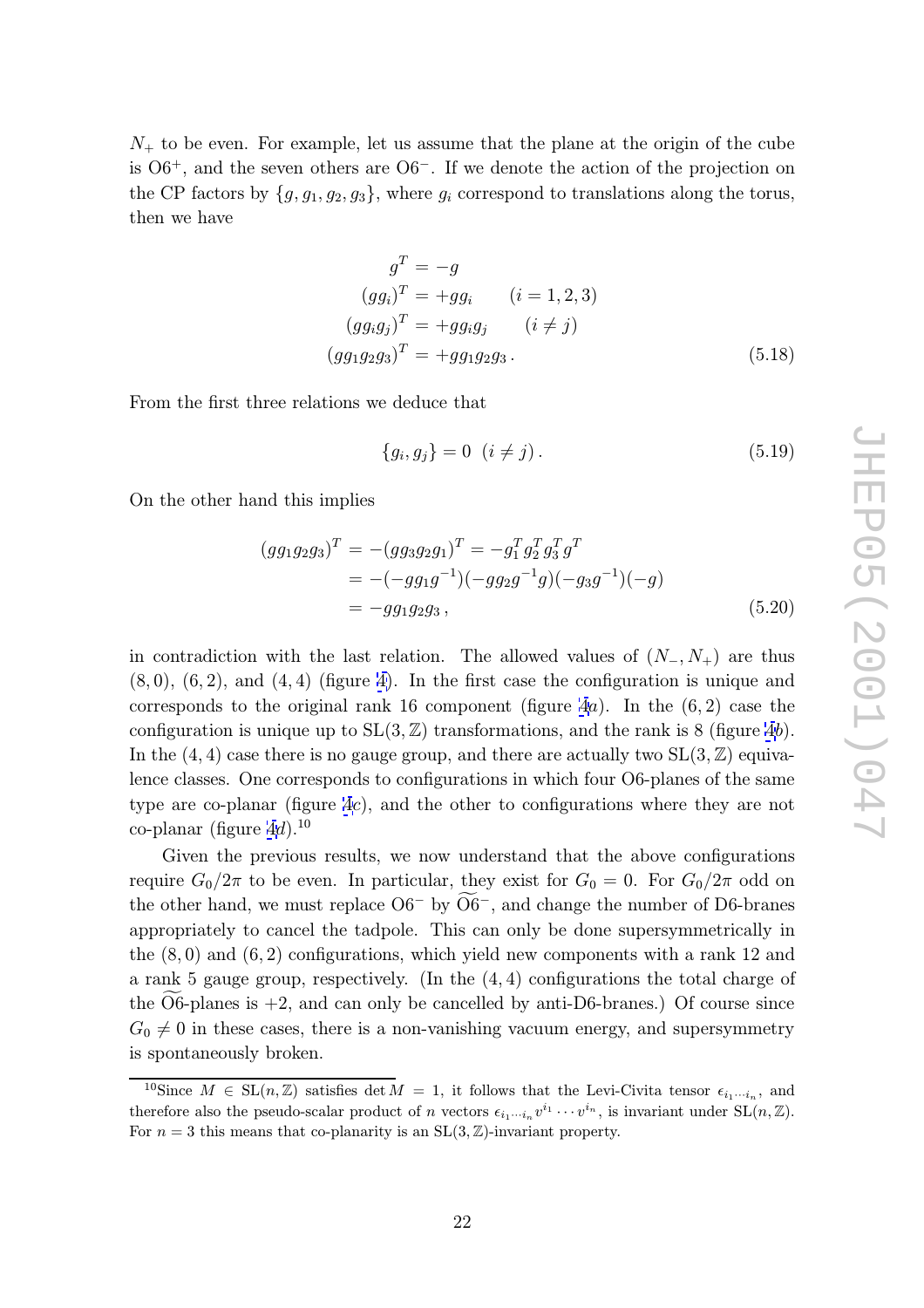$N_+$ to be even. For example, let us assume that the plane at the origin of the cube is O6$^+$, and the seven others are O6$^-$. If we denote the action of the projection on the CP factors by $\{g, g_1, g_2, g_3\}$, where $g_i$ correspond to translations along the torus, then we have

$$
\begin{aligned}
g^T &= -g \\
(gg_i)^T &= +gg_i \qquad (i = 1, 2, 3) \\
(gg_ig_j)^T &= +gg_ig_j \qquad (i \neq j) \\
(gg_1g_2g_3)^T &= +gg_1g_2g_3 \,.
\end{aligned}
\tag{5.18}
$$

From the first three relations we deduce that

$$
\{g_i, g_j\} = 0 \ \ (i \neq j) \,. \tag{5.19}
$$

On the other hand this implies

$$
\begin{aligned}
(gg_1g_2g_3)^T &= -(gg_3g_2g_1)^T = -g_1^T g_2^T g_3^T g^T \\
&= -(-gg_1g^{-1})(-gg_2g^{-1}g)(-g_3g^{-1})(-g) \\
&= -gg_1g_2g_3 \,,
\end{aligned}
\tag{5.20}
$$

in contradiction with the last relation. The allowed values of $(N_-, N_+)$ are thus $(8, 0)$, $(6, 2)$, and $(4, 4)$ (figure 4). In the first case the configuration is unique and corresponds to the original rank 16 component (figure 4*a*). In the $(6, 2)$ case the configuration is unique up to $\mathrm{SL}(3, \mathbb{Z})$ transformations, and the rank is 8 (figure 4*b*). In the $(4, 4)$ case there is no gauge group, and there are actually two $\mathrm{SL}(3, \mathbb{Z})$ equivalence classes. One corresponds to configurations in which four O6-planes of the same type are co-planar (figure 4*c*), and the other to configurations where they are not co-planar (figure 4*d*).[10]

Given the previous results, we now understand that the above configurations require $G_0/2\pi$ to be even. In particular, they exist for $G_0 = 0$. For $G_0/2\pi$ odd on the other hand, we must replace O6$^-$ by $\widetilde{\mathrm{O6}}^-$, and change the number of D6-branes appropriately to cancel the tadpole. This can only be done supersymmetrically in the $(8, 0)$ and $(6, 2)$ configurations, which yield new components with a rank 12 and a rank 5 gauge group, respectively. (In the $(4, 4)$ configurations the total charge of the $\widetilde{\mathrm{O6}}$-planes is $+2$, and can only be cancelled by anti-D6-branes.) Of course since $G_0 \neq 0$ in these cases, there is a non-vanishing vacuum energy, and supersymmetry is spontaneously broken.

---

[10] Since $M \in \mathrm{SL}(n, \mathbb{Z})$ satisfies $\det M = 1$, it follows that the Levi-Civita tensor $\epsilon_{i_1 \cdots i_n}$, and therefore also the pseudo-scalar product of $n$ vectors $\epsilon_{i_1 \cdots i_n} v^{i_1} \cdots v^{i_n}$, is invariant under $\mathrm{SL}(n, \mathbb{Z})$. For $n = 3$ this means that co-planarity is an $\mathrm{SL}(3, \mathbb{Z})$-invariant property.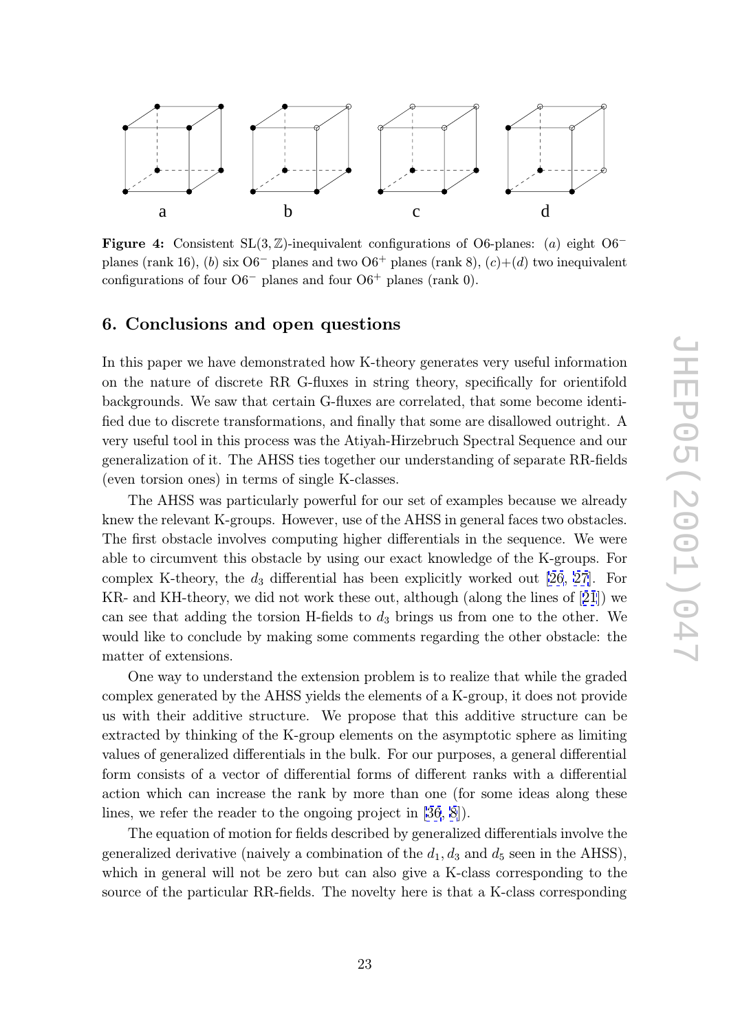Figure 4: Consistent $SL(3,\mathbb{Z})$-inequivalent configurations of O6-planes: $(a)$ eight $O6^-$ planes (rank 16), $(b)$ six $O6^-$ planes and two $O6^+$ planes (rank 8), $(c)$+$(d)$ two inequivalent configurations of four $O6^-$ planes and four $O6^+$ planes (rank 0).

## 6. Conclusions and open questions

In this paper we have demonstrated how K-theory generates very useful information on the nature of discrete RR G-fluxes in string theory, specifically for orientifold backgrounds. We saw that certain G-fluxes are correlated, that some become identified due to discrete transformations, and finally that some are disallowed outright. A very useful tool in this process was the Atiyah-Hirzebruch Spectral Sequence and our generalization of it. The AHSS ties together our understanding of separate RR-fields (even torsion ones) in terms of single K-classes.

The AHSS was particularly powerful for our set of examples because we already knew the relevant K-groups. However, use of the AHSS in general faces two obstacles. The first obstacle involves computing higher differentials in the sequence. We were able to circumvent this obstacle by using our exact knowledge of the K-groups. For complex K-theory, the $d_3$ differential has been explicitly worked out [26, 27]. For KR- and KH-theory, we did not work these out, although (along the lines of [21]) we can see that adding the torsion H-fields to $d_3$ brings us from one to the other. We would like to conclude by making some comments regarding the other obstacle: the matter of extensions.

One way to understand the extension problem is to realize that while the graded complex generated by the AHSS yields the elements of a K-group, it does not provide us with their additive structure. We propose that this additive structure can be extracted by thinking of the K-group elements on the asymptotic sphere as limiting values of generalized differentials in the bulk. For our purposes, a general differential form consists of a vector of differential forms of different ranks with a differential action which can increase the rank by more than one (for some ideas along these lines, we refer the reader to the ongoing project in [36, 8]).

The equation of motion for fields described by generalized differentials involve the generalized derivative (naively a combination of the $d_1, d_3$ and $d_5$ seen in the AHSS), which in general will not be zero but can also give a K-class corresponding to the source of the particular RR-fields. The novelty here is that a K-class corresponding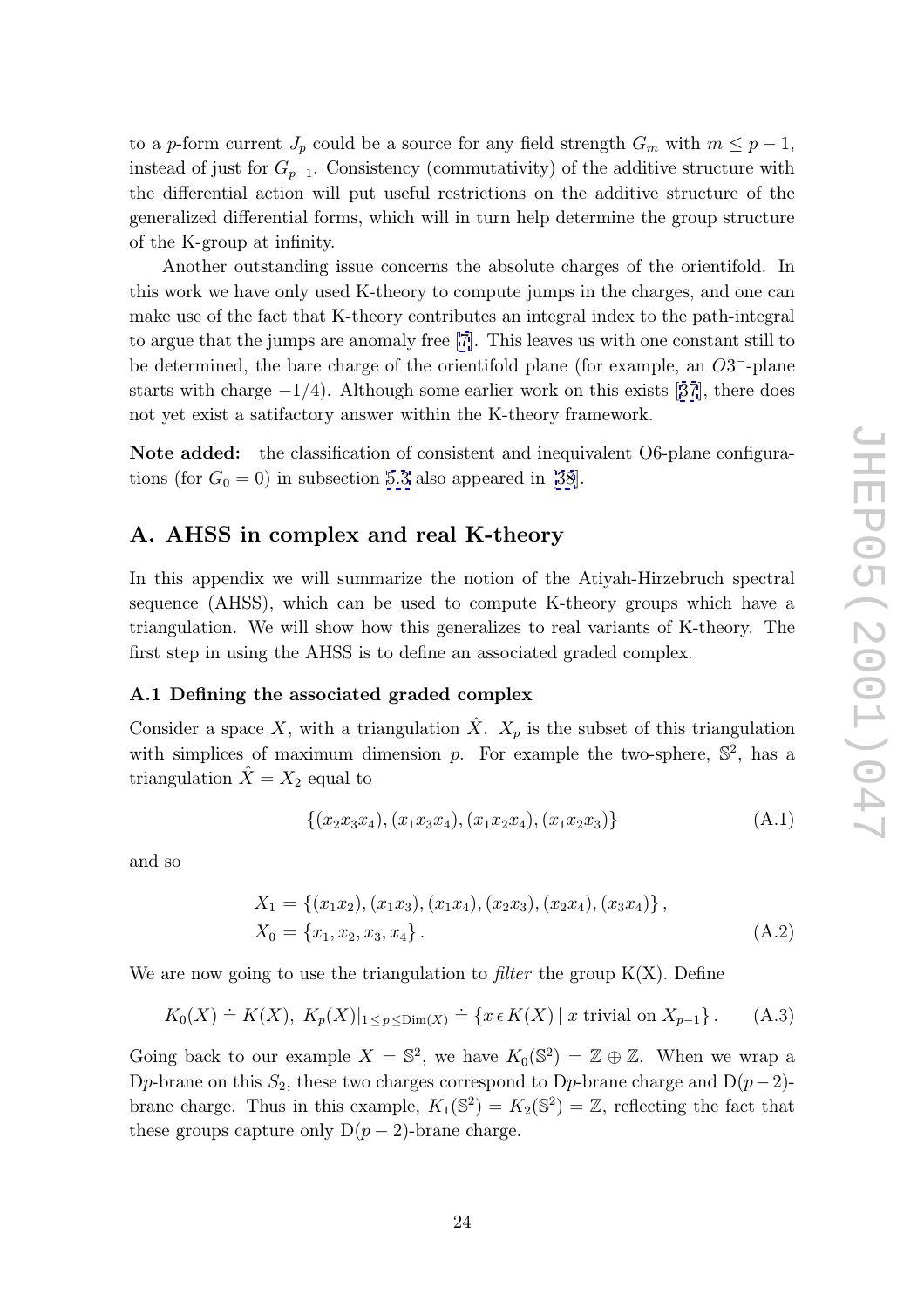to a $p$-form current $J_p$ could be a source for any field strength $G_m$ with $m \leq p-1$, instead of just for $G_{p-1}$. Consistency (commutativity) of the additive structure with the differential action will put useful restrictions on the additive structure of the generalized differential forms, which will in turn help determine the group structure of the K-group at infinity.

Another outstanding issue concerns the absolute charges of the orientifold. In this work we have only used K-theory to compute jumps in the charges, and one can make use of the fact that K-theory contributes an integral index to the path-integral to argue that the jumps are anomaly free [7]. This leaves us with one constant still to be determined, the bare charge of the orientifold plane (for example, an $O3^{-}$-plane starts with charge $-1/4$). Although some earlier work on this exists [37], there does not yet exist a satifactory answer within the K-theory framework.

**Note added:** the classification of consistent and inequivalent O6-plane configurations (for $G_0 = 0$) in subsection 5.3 also appeared in [38].

## A. AHSS in complex and real K-theory

In this appendix we will summarize the notion of the Atiyah-Hirzebruch spectral sequence (AHSS), which can be used to compute K-theory groups which have a triangulation. We will show how this generalizes to real variants of K-theory. The first step in using the AHSS is to define an associated graded complex.

### A.1 Defining the associated graded complex

Consider a space $X$, with a triangulation $\hat{X}$. $X_p$ is the subset of this triangulation with simplices of maximum dimension $p$. For example the two-sphere, $\mathbb{S}^2$, has a triangulation $\hat{X} = X_2$ equal to

$$\{(x_2x_3x_4), (x_1x_3x_4), (x_1x_2x_4), (x_1x_2x_3)\} \tag{A.1}$$

and so

$$\begin{aligned} X_1 &= \{(x_1x_2), (x_1x_3), (x_1x_4), (x_2x_3), (x_2x_4), (x_3x_4)\}\,, \\ X_0 &= \{x_1, x_2, x_3, x_4\}\,. \end{aligned} \tag{A.2}$$

We are now going to use the triangulation to *filter* the group K(X). Define

$$K_0(X) \doteq K(X),\ K_p(X)|_{1 \leq p \leq \mathrm{Dim}(X)} \doteq \{x \,\epsilon\, K(X) \,|\, x \text{ trivial on } X_{p-1}\}\,. \tag{A.3}$$

Going back to our example $X = \mathbb{S}^2$, we have $K_0(\mathbb{S}^2) = \mathbb{Z} \oplus \mathbb{Z}$. When we wrap a D$p$-brane on this $S_2$, these two charges correspond to D$p$-brane charge and D$(p-2)$-brane charge. Thus in this example, $K_1(\mathbb{S}^2) = K_2(\mathbb{S}^2) = \mathbb{Z}$, reflecting the fact that these groups capture only D$(p-2)$-brane charge.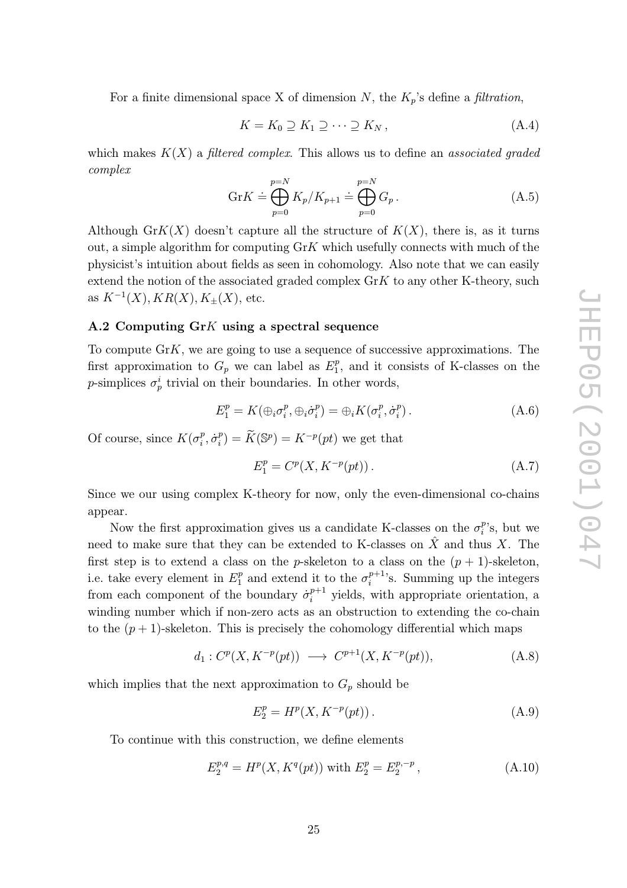For a finite dimensional space X of dimension $N$, the $K_p$'s define a *filtration*,

$$K = K_0 \supseteq K_1 \supseteq \cdots \supseteq K_N \,, \tag{A.4}$$

which makes $K(X)$ a *filtered complex*. This allows us to define an *associated graded complex*

$$\mathrm{Gr}K \doteq \bigoplus_{p=0}^{p=N} K_p/K_{p+1} \doteq \bigoplus_{p=0}^{p=N} G_p \,. \tag{A.5}$$

Although $\mathrm{Gr}K(X)$ doesn't capture all the structure of $K(X)$, there is, as it turns out, a simple algorithm for computing $\mathrm{Gr}K$ which usefully connects with much of the physicist's intuition about fields as seen in cohomology. Also note that we can easily extend the notion of the associated graded complex $\mathrm{Gr}K$ to any other K-theory, such as $K^{-1}(X), KR(X), K_{\pm}(X)$, etc.

### A.2 Computing Gr$K$ using a spectral sequence

To compute $\mathrm{Gr}K$, we are going to use a sequence of successive approximations. The first approximation to $G_p$ we can label as $E_1^p$, and it consists of K-classes on the $p$-simplices $\sigma_p^i$ trivial on their boundaries. In other words,

$$E_1^p = K(\oplus_i \sigma_i^p, \oplus_i \dot{\sigma}_i^p) = \oplus_i K(\sigma_i^p, \dot{\sigma}_i^p) \,. \tag{A.6}$$

Of course, since $K(\sigma_i^p, \dot{\sigma}_i^p) = \widetilde{K}(\mathbb{S}^p) = K^{-p}(pt)$ we get that

$$E_1^p = C^p(X, K^{-p}(pt)) \,. \tag{A.7}$$

Since we our using complex K-theory for now, only the even-dimensional co-chains appear.

Now the first approximation gives us a candidate K-classes on the $\sigma_i^p$'s, but we need to make sure that they can be extended to K-classes on $\hat{X}$ and thus $X$. The first step is to extend a class on the $p$-skeleton to a class on the $(p+1)$-skeleton, i.e. take every element in $E_1^p$ and extend it to the $\sigma_i^{p+1}$'s. Summing up the integers from each component of the boundary $\dot{\sigma}_i^{p+1}$ yields, with appropriate orientation, a winding number which if non-zero acts as an obstruction to extending the co-chain to the $(p+1)$-skeleton. This is precisely the cohomology differential which maps

$$d_1 : C^p(X, K^{-p}(pt)) \longrightarrow C^{p+1}(X, K^{-p}(pt)), \tag{A.8}$$

which implies that the next approximation to $G_p$ should be

$$E_2^p = H^p(X, K^{-p}(pt)) \,. \tag{A.9}$$

To continue with this construction, we define elements

$$E_2^{p,q} = H^p(X, K^q(pt)) \text{ with } E_2^p = E_2^{p,-p} \,, \tag{A.10}$$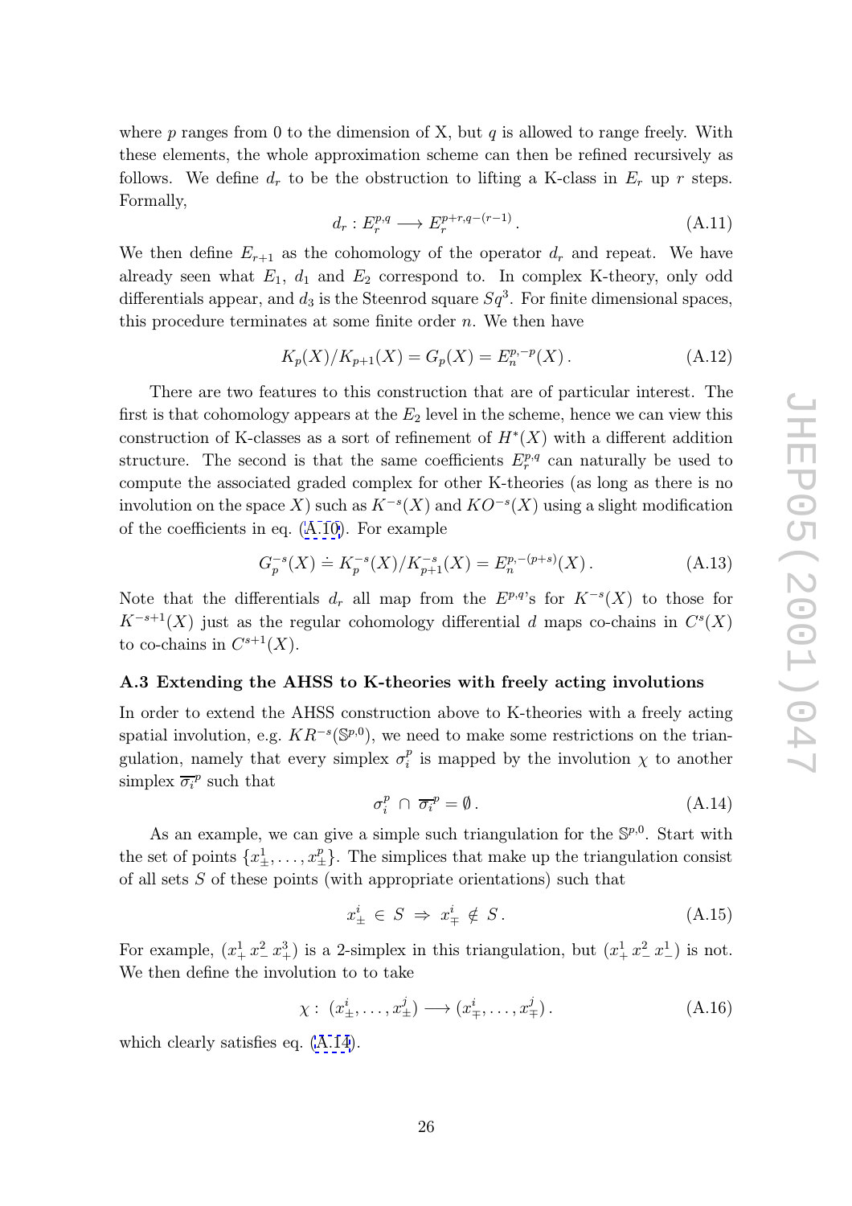where $p$ ranges from 0 to the dimension of X, but $q$ is allowed to range freely. With these elements, the whole approximation scheme can then be refined recursively as follows. We define $d_r$ to be the obstruction to lifting a K-class in $E_r$ up $r$ steps. Formally,

$$d_r : E_r^{p,q} \longrightarrow E_r^{p+r,q-(r-1)} . \tag{A.11}$$

We then define $E_{r+1}$ as the cohomology of the operator $d_r$ and repeat. We have already seen what $E_1$, $d_1$ and $E_2$ correspond to. In complex K-theory, only odd differentials appear, and $d_3$ is the Steenrod square $Sq^3$. For finite dimensional spaces, this procedure terminates at some finite order $n$. We then have

$$K_p(X)/K_{p+1}(X) = G_p(X) = E_n^{p,-p}(X) . \tag{A.12}$$

There are two features to this construction that are of particular interest. The first is that cohomology appears at the $E_2$ level in the scheme, hence we can view this construction of K-classes as a sort of refinement of $H^*(X)$ with a different addition structure. The second is that the same coefficients $E_r^{p,q}$ can naturally be used to compute the associated graded complex for other K-theories (as long as there is no involution on the space $X$) such as $K^{-s}(X)$ and $KO^{-s}(X)$ using a slight modification of the coefficients in eq. (A.10). For example

$$G_p^{-s}(X) \doteq K_p^{-s}(X)/K_{p+1}^{-s}(X) = E_n^{p,-(p+s)}(X) . \tag{A.13}$$

Note that the differentials $d_r$ all map from the $E^{p,q}$'s for $K^{-s}(X)$ to those for $K^{-s+1}(X)$ just as the regular cohomology differential $d$ maps co-chains in $C^s(X)$ to co-chains in $C^{s+1}(X)$.

### A.3 Extending the AHSS to K-theories with freely acting involutions

In order to extend the AHSS construction above to K-theories with a freely acting spatial involution, e.g. $KR^{-s}(\mathbb{S}^{p,0})$, we need to make some restrictions on the triangulation, namely that every simplex $\sigma_i^p$ is mapped by the involution $\chi$ to another simplex $\overline{\sigma_i}^p$ such that

$$\sigma_i^p \, \cap \, \overline{\sigma_i}^p = \emptyset . \tag{A.14}$$

As an example, we can give a simple such triangulation for the $\mathbb{S}^{p,0}$. Start with the set of points $\{x_\pm^1, \ldots, x_\pm^p\}$. The simplices that make up the triangulation consist of all sets $S$ of these points (with appropriate orientations) such that

$$x_\pm^i \in S \;\Rightarrow\; x_\mp^i \notin S . \tag{A.15}$$

For example, $(x_+^1\, x_-^2\, x_+^3)$ is a 2-simplex in this triangulation, but $(x_+^1\, x_-^2\, x_-^1)$ is not. We then define the involution to to take

$$\chi : \; (x_\pm^i, \ldots, x_\pm^j) \longrightarrow (x_\mp^i, \ldots, x_\mp^j) . \tag{A.16}$$

which clearly satisfies eq. (A.14).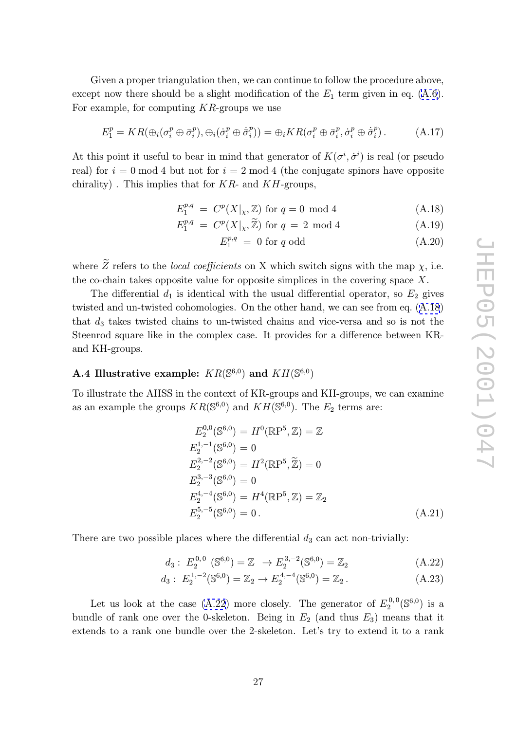Given a proper triangulation then, we can continue to follow the procedure above, except now there should be a slight modification of the $E_1$ term given in eq. (A.6). For example, for computing $KR$-groups we use

$$E_1^p = KR(\oplus_i(\sigma_i^p \oplus \bar{\sigma}_i^p), \oplus_i(\dot{\sigma}_i^p \oplus \dot{\bar{\sigma}}_i^p)) = \oplus_i KR(\sigma_i^p \oplus \bar{\sigma}_i^p, \dot{\sigma}_i^p \oplus \dot{\bar{\sigma}}_i^p)\,. \tag{A.17}$$

At this point it useful to bear in mind that generator of $K(\sigma^i, \dot{\sigma}^i)$ is real (or pseudo real) for $i = 0 \bmod 4$ but not for $i = 2 \bmod 4$ (the conjugate spinors have opposite chirality) . This implies that for $KR$- and $KH$-groups,

$$E_1^{p,q} \;=\; C^p(X|_\chi, \mathbb{Z}) \text{ for } q = 0 \bmod 4 \tag{A.18}$$

$$E_1^{p,q} \;=\; C^p(X|_\chi, \widetilde{\mathbb{Z}}) \text{ for } q \;=\; 2 \bmod 4 \tag{A.19}$$

$$E_1^{p,q} \;=\; 0 \text{ for } q \text{ odd} \tag{A.20}$$

where $\widetilde{Z}$ refers to the *local coefficients* on X which switch signs with the map $\chi$, i.e. the co-chain takes opposite value for opposite simplices in the covering space $X$.

The differential $d_1$ is identical with the usual differential operator, so $E_2$ gives twisted and un-twisted cohomologies. On the other hand, we can see from eq. (A.18) that $d_3$ takes twisted chains to un-twisted chains and vice-versa and so is not the Steenrod square like in the complex case. It provides for a difference between KR- and KH-groups.

### A.4 Illustrative example: $KR(\mathbb{S}^{6,0})$ and $KH(\mathbb{S}^{6,0})$

To illustrate the AHSS in the context of KR-groups and KH-groups, we can examine as an example the groups $KR(\mathbb{S}^{6,0})$ and $KH(\mathbb{S}^{6,0})$. The $E_2$ terms are:

$$\begin{aligned}
E_2^{0,0}(\mathbb{S}^{6,0}) &= H^0(\mathbb{RP}^5, \mathbb{Z}) = \mathbb{Z} \\
E_2^{1,-1}(\mathbb{S}^{6,0}) &= 0 \\
E_2^{2,-2}(\mathbb{S}^{6,0}) &= H^2(\mathbb{RP}^5, \widetilde{\mathbb{Z}}) = 0 \\
E_2^{3,-3}(\mathbb{S}^{6,0}) &= 0 \\
E_2^{4,-4}(\mathbb{S}^{6,0}) &= H^4(\mathbb{RP}^5, \mathbb{Z}) = \mathbb{Z}_2 \\
E_2^{5,-5}(\mathbb{S}^{6,0}) &= 0\,.
\end{aligned} \tag{A.21}$$

There are two possible places where the differential $d_3$ can act non-trivially:

$$d_3 :\; E_2^{0,0}\;(\mathbb{S}^{6,0}) = \mathbb{Z} \;\rightarrow E_2^{3,-2}(\mathbb{S}^{6,0}) = \mathbb{Z}_2 \tag{A.22}$$

$$d_3 :\; E_2^{1,-2}(\mathbb{S}^{6,0}) = \mathbb{Z}_2 \rightarrow E_2^{4,-4}(\mathbb{S}^{6,0}) = \mathbb{Z}_2\,. \tag{A.23}$$

Let us look at the case (A.22) more closely. The generator of $E_2^{0,0}(\mathbb{S}^{6,0})$ is a bundle of rank one over the 0-skeleton. Being in $E_2$ (and thus $E_3$) means that it extends to a rank one bundle over the 2-skeleton. Let's try to extend it to a rank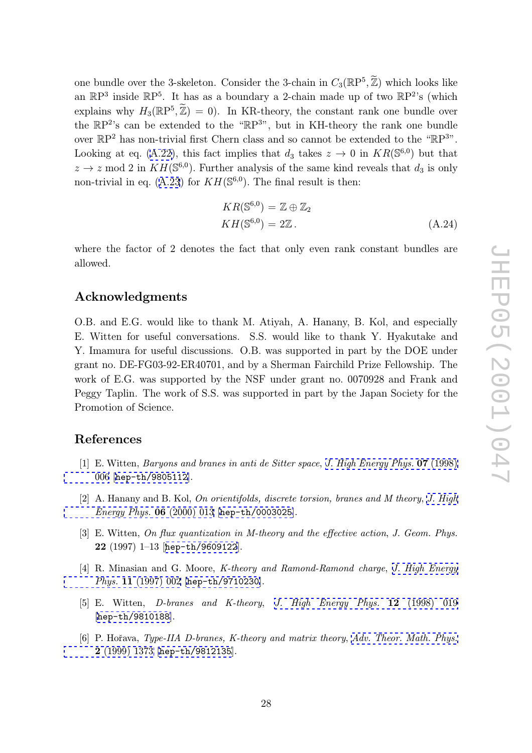one bundle over the 3-skeleton. Consider the 3-chain in $C_3(\mathbb{RP}^5, \widetilde{\mathbb{Z}})$ which looks like an $\mathbb{RP}^3$ inside $\mathbb{RP}^5$. It has as a boundary a 2-chain made up of two $\mathbb{RP}^2$'s (which explains why $H_3(\mathbb{RP}^5, \widetilde{\mathbb{Z}}) = 0$). In KR-theory, the constant rank one bundle over the $\mathbb{RP}^2$'s can be extended to the "$\mathbb{RP}^3$", but in KH-theory the rank one bundle over $\mathbb{RP}^2$ has non-trivial first Chern class and so cannot be extended to the "$\mathbb{RP}^3$". Looking at eq. (A.22), this fact implies that $d_3$ takes $z \to 0$ in $KR(\mathbb{S}^{6,0})$ but that $z \to z \bmod 2$ in $KH(\mathbb{S}^{6,0})$. Further analysis of the same kind reveals that $d_3$ is only non-trivial in eq. (A.23) for $KH(\mathbb{S}^{6,0})$. The final result is then:

$$
\begin{aligned}
KR(\mathbb{S}^{6,0}) &= \mathbb{Z} \oplus \mathbb{Z}_2 \\
KH(\mathbb{S}^{6,0}) &= 2\mathbb{Z}\,.
\end{aligned}
\tag{A.24}
$$

where the factor of 2 denotes the fact that only even rank constant bundles are allowed.

## Acknowledgments

O.B. and E.G. would like to thank M. Atiyah, A. Hanany, B. Kol, and especially E. Witten for useful conversations. S.S. would like to thank Y. Hyakutake and Y. Imamura for useful discussions. O.B. was supported in part by the DOE under grant no. DE-FG03-92-ER40701, and by a Sherman Fairchild Prize Fellowship. The work of E.G. was supported by the NSF under grant no. 0070928 and Frank and Peggy Taplin. The work of S.S. was supported in part by the Japan Society for the Promotion of Science.

## References

[1] E. Witten, *Baryons and branes in anti de Sitter space*, J. High Energy Phys. **07** (1998) 006 [hep-th/9805112].

[2] A. Hanany and B. Kol, *On orientifolds, discrete torsion, branes and M theory*, J. High Energy Phys. **06** (2000) 013 [hep-th/0003025].

[3] E. Witten, *On flux quantization in M-theory and the effective action*, J. Geom. Phys. **22** (1997) 1–13 [hep-th/9609122].

[4] R. Minasian and G. Moore, *K-theory and Ramond-Ramond charge*, J. High Energy Phys. **11** (1997) 002 [hep-th/9710230].

[5] E. Witten, *D-branes and K-theory*, J. High Energy Phys. **12** (1998) 019 [hep-th/9810188].

[6] P. Hořava, *Type-IIA D-branes, K-theory and matrix theory*, Adv. Theor. Math. Phys. **2** (1999) 1373 [hep-th/9812135].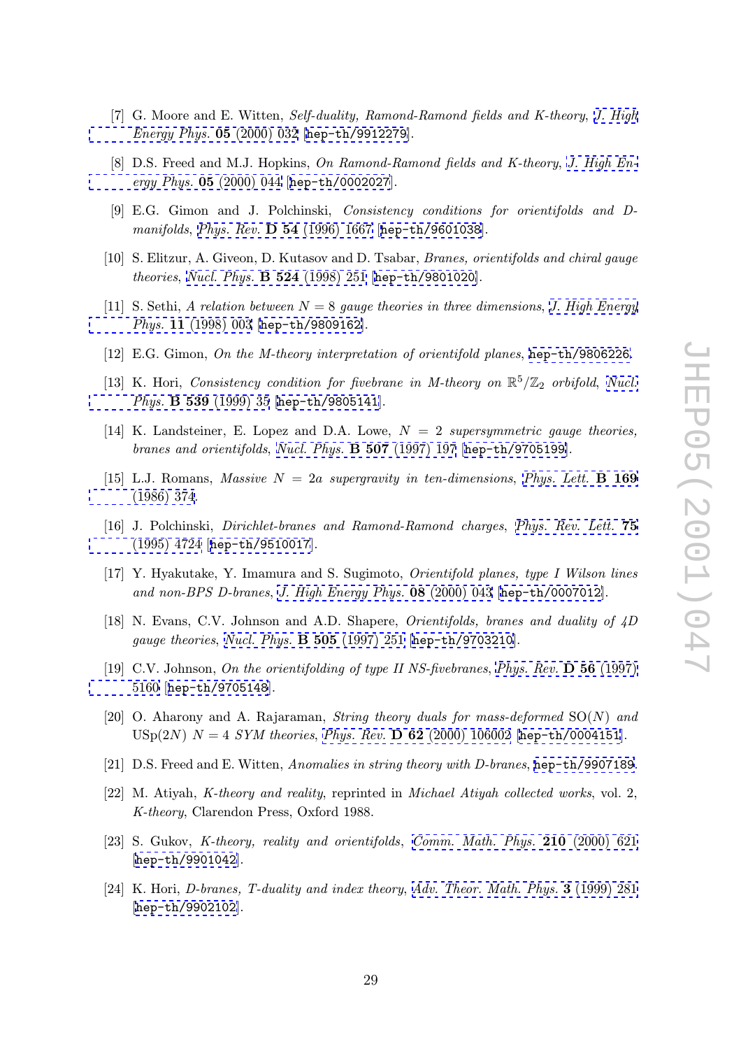[7] G. Moore and E. Witten, *Self-duality, Ramond-Ramond fields and K-theory*, *J. High Energy Phys.* **05** (2000) 032 [hep-th/9912279].

[8] D.S. Freed and M.J. Hopkins, *On Ramond-Ramond fields and K-theory*, *J. High Energy Phys.* **05** (2000) 044 [hep-th/0002027].

[9] E.G. Gimon and J. Polchinski, *Consistency conditions for orientifolds and D-manifolds*, *Phys. Rev.* **D 54** (1996) 1667 [hep-th/9601038].

[10] S. Elitzur, A. Giveon, D. Kutasov and D. Tsabar, *Branes, orientifolds and chiral gauge theories*, *Nucl. Phys.* **B 524** (1998) 251 [hep-th/9801020].

[11] S. Sethi, *A relation between $N = 8$ gauge theories in three dimensions*, *J. High Energy Phys.* **11** (1998) 003 [hep-th/9809162].

[12] E.G. Gimon, *On the M-theory interpretation of orientifold planes*, hep-th/9806226.

[13] K. Hori, *Consistency condition for fivebrane in M-theory on $\mathbb{R}^5/\mathbb{Z}_2$ orbifold*, *Nucl. Phys.* **B 539** (1999) 35 [hep-th/9805141].

[14] K. Landsteiner, E. Lopez and D.A. Lowe, *$N = 2$ supersymmetric gauge theories, branes and orientifolds*, *Nucl. Phys.* **B 507** (1997) 197 [hep-th/9705199].

[15] L.J. Romans, *Massive $N = 2a$ supergravity in ten-dimensions*, *Phys. Lett.* **B 169** (1986) 374.

[16] J. Polchinski, *Dirichlet-branes and Ramond-Ramond charges*, *Phys. Rev. Lett.* **75** (1995) 4724 [hep-th/9510017].

[17] Y. Hyakutake, Y. Imamura and S. Sugimoto, *Orientifold planes, type I Wilson lines and non-BPS D-branes*, *J. High Energy Phys.* **08** (2000) 043 [hep-th/0007012].

[18] N. Evans, C.V. Johnson and A.D. Shapere, *Orientifolds, branes and duality of 4D gauge theories*, *Nucl. Phys.* **B 505** (1997) 251 [hep-th/9703210].

[19] C.V. Johnson, *On the orientifolding of type II NS-fivebranes*, *Phys. Rev.* **D 56** (1997) 5160 [hep-th/9705148].

[20] O. Aharony and A. Rajaraman, *String theory duals for mass-deformed* $\mathrm{SO}(N)$ *and* $\mathrm{USp}(2N)$ $N = 4$ *SYM theories*, *Phys. Rev.* **D 62** (2000) 106002 [hep-th/0004151].

[21] D.S. Freed and E. Witten, *Anomalies in string theory with D-branes*, hep-th/9907189.

[22] M. Atiyah, *K-theory and reality*, reprinted in *Michael Atiyah collected works*, vol. 2, *K-theory*, Clarendon Press, Oxford 1988.

[23] S. Gukov, *K-theory, reality and orientifolds*, *Comm. Math. Phys.* **210** (2000) 621 [hep-th/9901042].

[24] K. Hori, *D-branes, T-duality and index theory*, *Adv. Theor. Math. Phys.* **3** (1999) 281 [hep-th/9902102].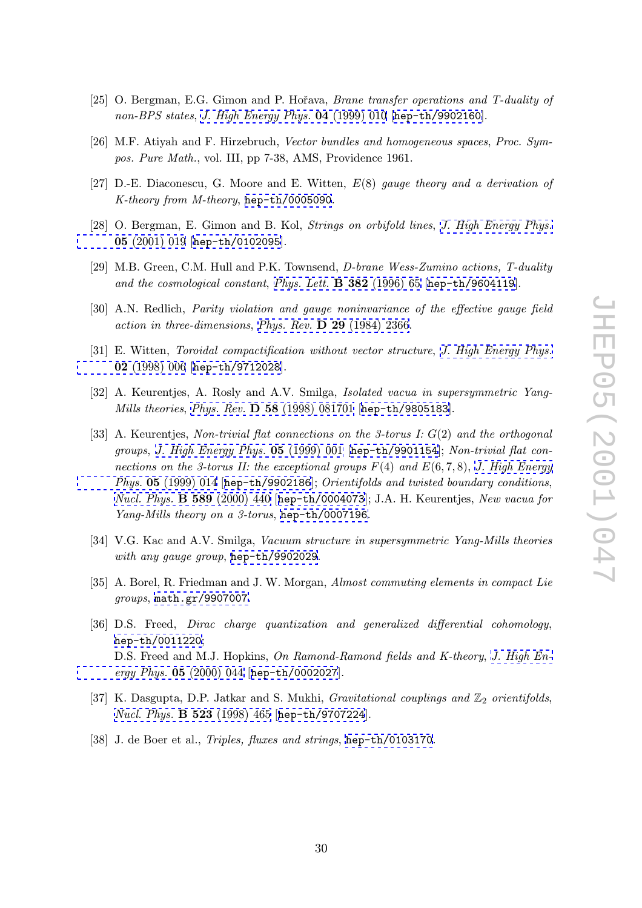[25] O. Bergman, E.G. Gimon and P. Hořava, *Brane transfer operations and T-duality of non-BPS states*, *J. High Energy Phys.* **04** (1999) 010 [hep-th/9902160].

[26] M.F. Atiyah and F. Hirzebruch, *Vector bundles and homogeneous spaces*, *Proc. Sympos. Pure Math.*, vol. III, pp 7-38, AMS, Providence 1961.

[27] D.-E. Diaconescu, G. Moore and E. Witten, *$E(8)$ gauge theory and a derivation of K-theory from M-theory*, hep-th/0005090.

[28] O. Bergman, E. Gimon and B. Kol, *Strings on orbifold lines*, *J. High Energy Phys.* **05** (2001) 019 [hep-th/0102095].

[29] M.B. Green, C.M. Hull and P.K. Townsend, *D-brane Wess-Zumino actions, T-duality and the cosmological constant*, *Phys. Lett.* **B 382** (1996) 65 [hep-th/9604119].

[30] A.N. Redlich, *Parity violation and gauge noninvariance of the effective gauge field action in three-dimensions*, *Phys. Rev.* **D 29** (1984) 2366.

[31] E. Witten, *Toroidal compactification without vector structure*, *J. High Energy Phys.* **02** (1998) 006 [hep-th/9712028].

[32] A. Keurentjes, A. Rosly and A.V. Smilga, *Isolated vacua in supersymmetric Yang-Mills theories*, *Phys. Rev.* **D 58** (1998) 081701 [hep-th/9805183].

[33] A. Keurentjes, *Non-trivial flat connections on the 3-torus I: $G(2)$ and the orthogonal groups*, *J. High Energy Phys.* **05** (1999) 001 [hep-th/9901154]; *Non-trivial flat connections on the 3-torus II: the exceptional groups $F(4)$ and $E(6,7,8)$*, *J. High Energy Phys.* **05** (1999) 014 [hep-th/9902186]; *Orientifolds and twisted boundary conditions*, *Nucl. Phys.* **B 589** (2000) 440 [hep-th/0004073]; J.A. H. Keurentjes, *New vacua for Yang-Mills theory on a 3-torus*, hep-th/0007196.

[34] V.G. Kac and A.V. Smilga, *Vacuum structure in supersymmetric Yang-Mills theories with any gauge group*, hep-th/9902029.

[35] A. Borel, R. Friedman and J. W. Morgan, *Almost commuting elements in compact Lie groups*, math.gr/9907007.

[36] D.S. Freed, *Dirac charge quantization and generalized differential cohomology*, hep-th/0011220.
D.S. Freed and M.J. Hopkins, *On Ramond-Ramond fields and K-theory*, *J. High Energy Phys.* **05** (2000) 044 [hep-th/0002027].

[37] K. Dasgupta, D.P. Jatkar and S. Mukhi, *Gravitational couplings and $\mathbb{Z}_2$ orientifolds*, *Nucl. Phys.* **B 523** (1998) 465 [hep-th/9707224].

[38] J. de Boer et al., *Triples, fluxes and strings*, hep-th/0103170.